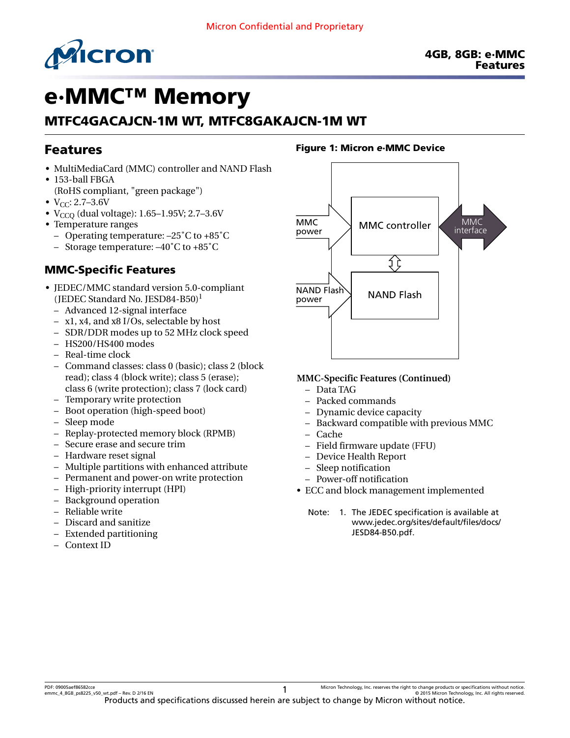Micron Confidential and Proprietary

# e·MMC™ Memory

## MTFC4GACAJCN-1M WT, MTFC8GAKAJCN-1M WT

## Features

- MultiMediaCard (MMC) controller and NAND Flash
- 153-ball FBGA (RoHS compliant, "green package")
- $V_{CC}$: 2.7–3.6V
- $V_{CCQ}$ (dual voltage): 1.65–1.95V; 2.7–3.6V
- Temperature ranges
  - Operating temperature: –25˚C to +85˚C
  - Storage temperature: –40˚C to +85˚C

### MMC-Specific Features

- JEDEC/MMC standard version 5.0-compliant (JEDEC Standard No. JESD84-B50)[1]
  - Advanced 12-signal interface
  - x1, x4, and x8 I/Os, selectable by host
  - SDR/DDR modes up to 52 MHz clock speed
  - HS200/HS400 modes
  - Real-time clock
  - Command classes: class 0 (basic); class 2 (block read); class 4 (block write); class 5 (erase); class 6 (write protection); class 7 (lock card)
  - Temporary write protection
  - Boot operation (high-speed boot)
  - Sleep mode
  - Replay-protected memory block (RPMB)
  - Secure erase and secure trim
  - Hardware reset signal
  - Multiple partitions with enhanced attribute
  - Permanent and power-on write protection
  - High-priority interrupt (HPI)
  - Background operation
  - Reliable write
  - Discard and sanitize
  - Extended partitioning
  - Context ID

**Figure 1: Micron e·MMC Device**

MMC power · MMC controller · MMC interface · NAND Flash power · NAND Flash

**MMC-Specific Features (Continued)**

  - Data TAG
  - Packed commands
  - Dynamic device capacity
  - Backward compatible with previous MMC
  - Cache
  - Field firmware update (FFU)
  - Device Health Report
  - Sleep notification
  - Power-off notification
- ECC and block management implemented

Note: 1. The JEDEC specification is available at www.jedec.org/sites/default/files/docs/JESD84-B50.pdf.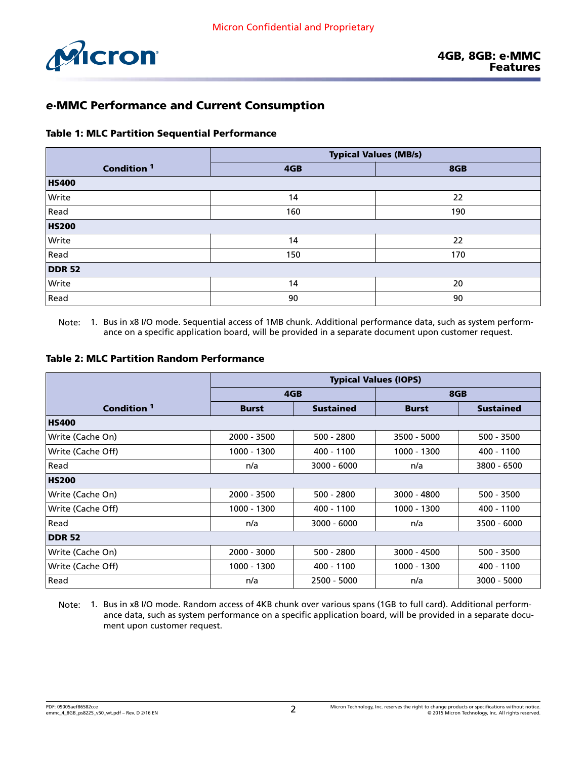## e·MMC Performance and Current Consumption

**Table 1: MLC Partition Sequential Performance**

| Condition [1] | Typical Values (MB/s) | |
|---|---|---|
| | 4GB | 8GB |
| **HS400** | | |
| Write | 14 | 22 |
| Read | 160 | 190 |
| **HS200** | | |
| Write | 14 | 22 |
| Read | 150 | 170 |
| **DDR 52** | | |
| Write | 14 | 20 |
| Read | 90 | 90 |

Note: 1. Bus in x8 I/O mode. Sequential access of 1MB chunk. Additional performance data, such as system performance on a specific application board, will be provided in a separate document upon customer request.

**Table 2: MLC Partition Random Performance**

| Condition [1] | Typical Values (IOPS) | | | |
|---|---|---|---|---|
| | 4GB | | 8GB | |
| | Burst | Sustained | Burst | Sustained |
| **HS400** | | | | |
| Write (Cache On) | 2000 - 3500 | 500 - 2800 | 3500 - 5000 | 500 - 3500 |
| Write (Cache Off) | 1000 - 1300 | 400 - 1100 | 1000 - 1300 | 400 - 1100 |
| Read | n/a | 3000 - 6000 | n/a | 3800 - 6500 |
| **HS200** | | | | |
| Write (Cache On) | 2000 - 3500 | 500 - 2800 | 3000 - 4800 | 500 - 3500 |
| Write (Cache Off) | 1000 - 1300 | 400 - 1100 | 1000 - 1300 | 400 - 1100 |
| Read | n/a | 3000 - 6000 | n/a | 3500 - 6000 |
| **DDR 52** | | | | |
| Write (Cache On) | 2000 - 3000 | 500 - 2800 | 3000 - 4500 | 500 - 3500 |
| Write (Cache Off) | 1000 - 1300 | 400 - 1100 | 1000 - 1300 | 400 - 1100 |
| Read | n/a | 2500 - 5000 | n/a | 3000 - 5000 |

Note: 1. Bus in x8 I/O mode. Random access of 4KB chunk over various spans (1GB to full card). Additional performance data, such as system performance on a specific application board, will be provided in a separate document upon customer request.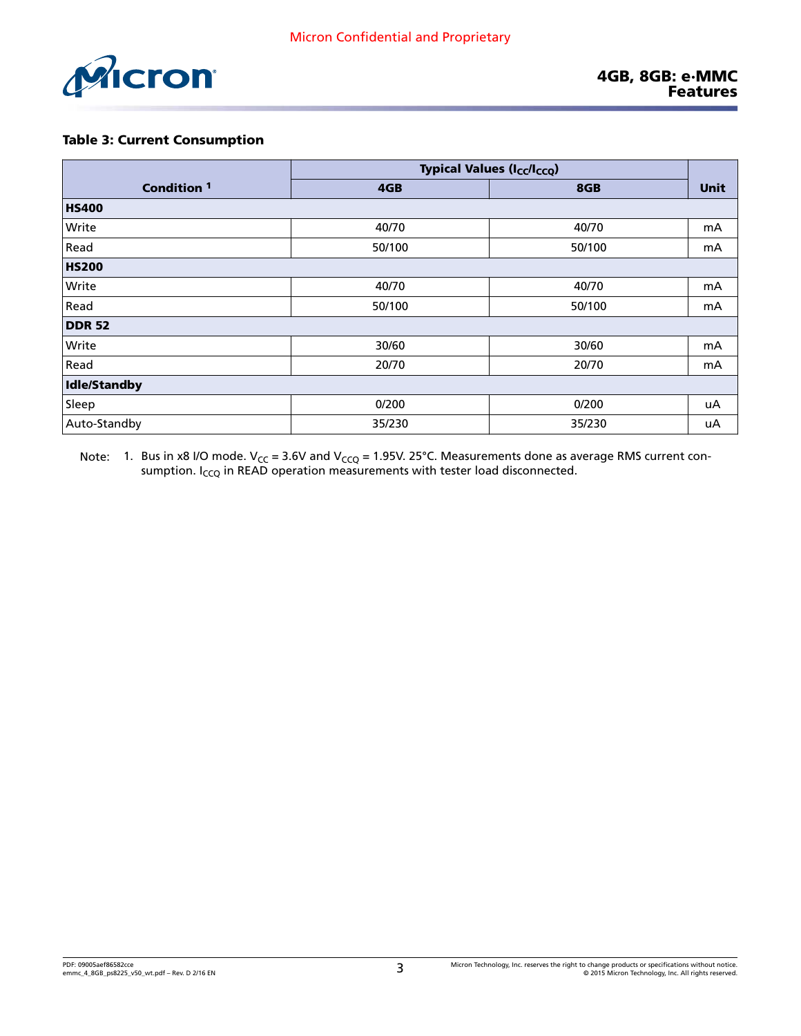**Table 3: Current Consumption**

| Condition [1] | Typical Values ($I_{CC}$/$I_{CCQ}$) | | Unit |
|---|---|---|---|
| | 4GB | 8GB | |
| **HS400** | | | |
| Write | 40/70 | 40/70 | mA |
| Read | 50/100 | 50/100 | mA |
| **HS200** | | | |
| Write | 40/70 | 40/70 | mA |
| Read | 50/100 | 50/100 | mA |
| **DDR 52** | | | |
| Write | 30/60 | 30/60 | mA |
| Read | 20/70 | 20/70 | mA |
| **Idle/Standby** | | | |
| Sleep | 0/200 | 0/200 | uA |
| Auto-Standby | 35/230 | 35/230 | uA |

Note: 1. Bus in x8 I/O mode. $V_{CC}$ = 3.6V and $V_{CCQ}$ = 1.95V. 25°C. Measurements done as average RMS current consumption. $I_{CCQ}$ in READ operation measurements with tester load disconnected.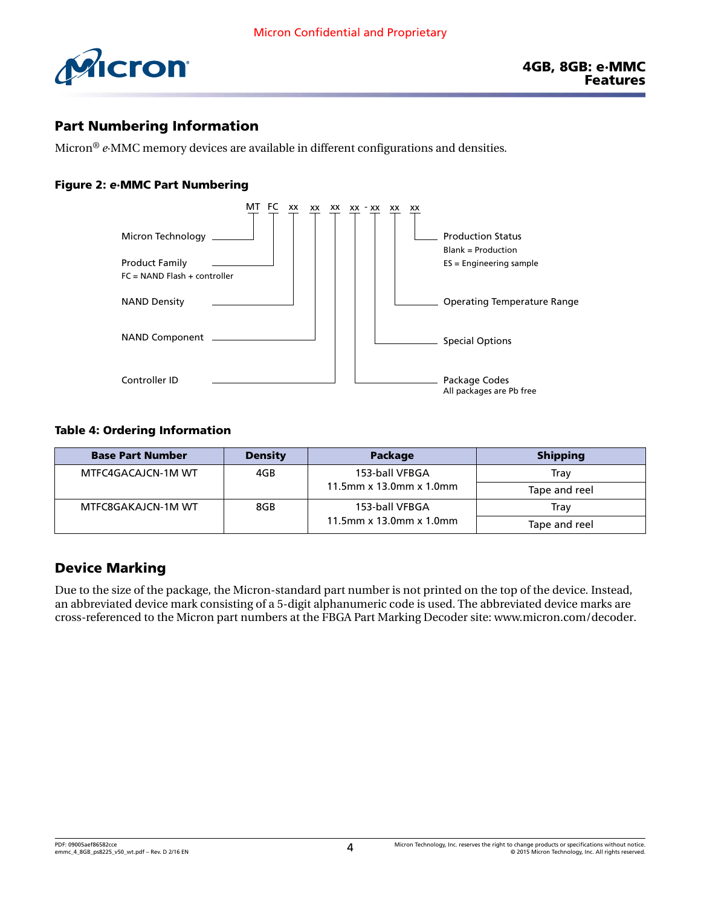## Part Numbering Information

Micron® *e*·MMC memory devices are available in different configurations and densities.

**Figure 2: e·MMC Part Numbering**

```
MT  FC  xx  xx  xx  xx - xx  xx  xx
```

- MT — Micron Technology
- FC — Product Family (FC = NAND Flash + controller)
- xx — NAND Density
- xx — NAND Component
- xx — Controller ID
- xx — Package Codes (All packages are Pb free)
- xx — Special Options
- xx — Operating Temperature Range
- xx — Production Status (Blank = Production; ES = Engineering sample)

**Table 4: Ordering Information**

| Base Part Number | Density | Package | Shipping |
|---|---|---|---|
| MTFC4GACAJCN-1M WT | 4GB | 153-ball VFBGA 11.5mm x 13.0mm x 1.0mm | Tray |
| | | | Tape and reel |
| MTFC8GAKAJCN-1M WT | 8GB | 153-ball VFBGA 11.5mm x 13.0mm x 1.0mm | Tray |
| | | | Tape and reel |

## Device Marking

Due to the size of the package, the Micron-standard part number is not printed on the top of the device. Instead, an abbreviated device mark consisting of a 5-digit alphanumeric code is used. The abbreviated device marks are cross-referenced to the Micron part numbers at the FBGA Part Marking Decoder site: www.micron.com/decoder.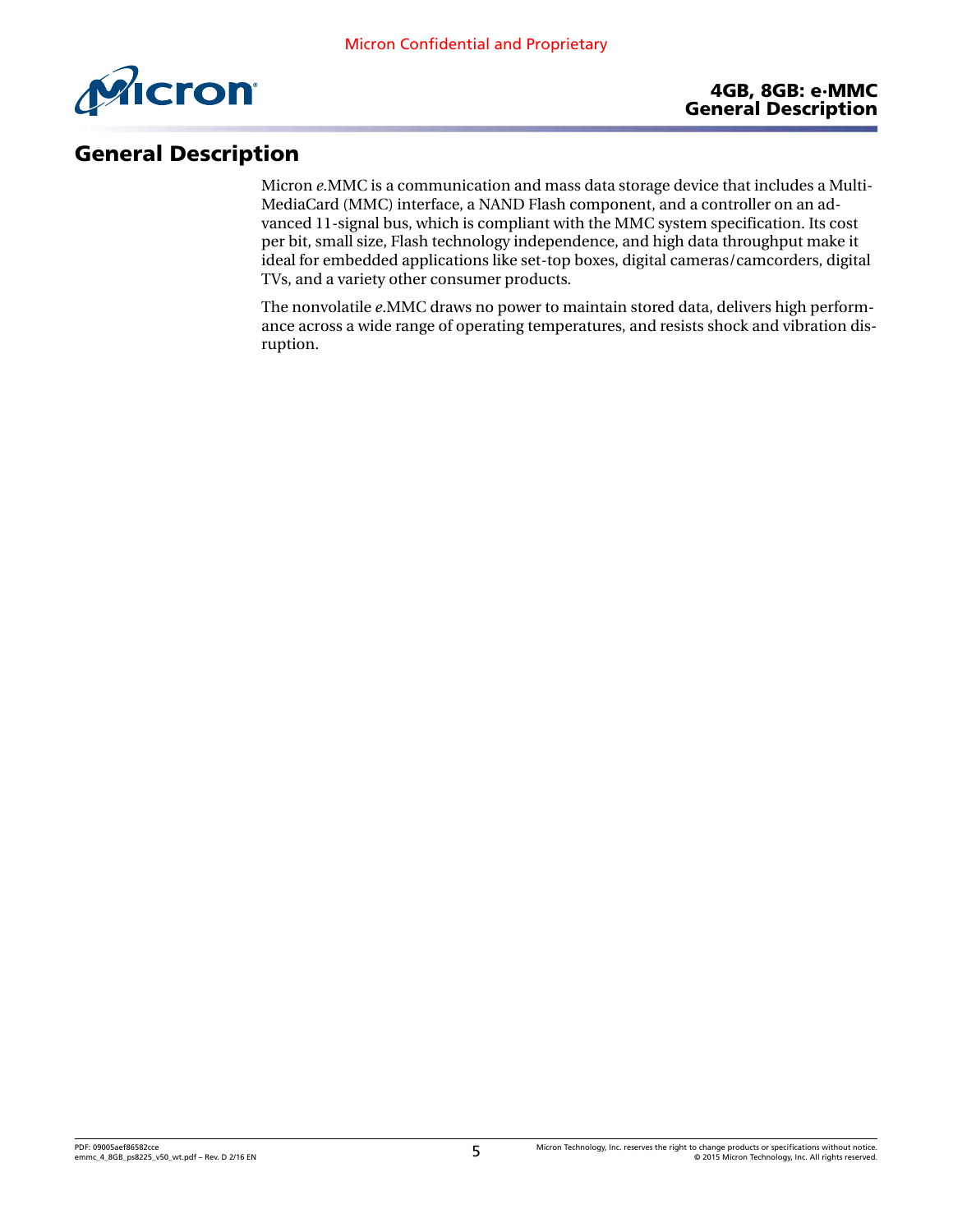# General Description

Micron *e*.MMC is a communication and mass data storage device that includes a MultiMediaCard (MMC) interface, a NAND Flash component, and a controller on an advanced 11-signal bus, which is compliant with the MMC system specification. Its cost per bit, small size, Flash technology independence, and high data throughput make it ideal for embedded applications like set-top boxes, digital cameras/camcorders, digital TVs, and a variety other consumer products.

The nonvolatile *e*.MMC draws no power to maintain stored data, delivers high performance across a wide range of operating temperatures, and resists shock and vibration disruption.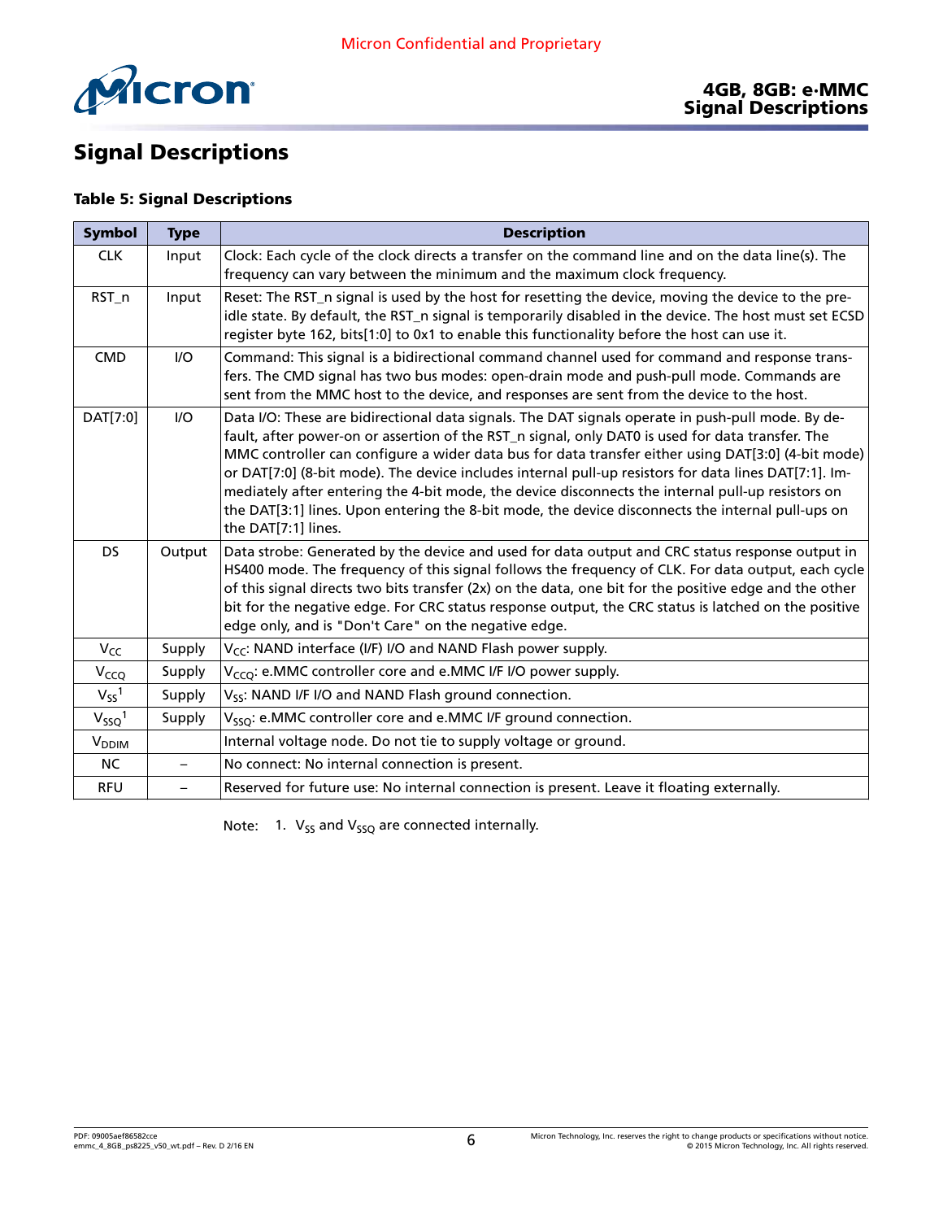# Signal Descriptions

**Table 5: Signal Descriptions**

| Symbol | Type | Description |
|---|---|---|
| CLK | Input | Clock: Each cycle of the clock directs a transfer on the command line and on the data line(s). The frequency can vary between the minimum and the maximum clock frequency. |
| RST_n | Input | Reset: The RST_n signal is used by the host for resetting the device, moving the device to the pre-idle state. By default, the RST_n signal is temporarily disabled in the device. The host must set ECSD register byte 162, bits[1:0] to 0x1 to enable this functionality before the host can use it. |
| CMD | I/O | Command: This signal is a bidirectional command channel used for command and response transfers. The CMD signal has two bus modes: open-drain mode and push-pull mode. Commands are sent from the MMC host to the device, and responses are sent from the device to the host. |
| DAT[7:0] | I/O | Data I/O: These are bidirectional data signals. The DAT signals operate in push-pull mode. By default, after power-on or assertion of the RST_n signal, only DAT0 is used for data transfer. The MMC controller can configure a wider data bus for data transfer either using DAT[3:0] (4-bit mode) or DAT[7:0] (8-bit mode). The device includes internal pull-up resistors for data lines DAT[7:1]. Immediately after entering the 4-bit mode, the device disconnects the internal pull-up resistors on the DAT[3:1] lines. Upon entering the 8-bit mode, the device disconnects the internal pull-ups on the DAT[7:1] lines. |
| DS | Output | Data strobe: Generated by the device and used for data output and CRC status response output in HS400 mode. The frequency of this signal follows the frequency of CLK. For data output, each cycle of this signal directs two bits transfer (2x) on the data, one bit for the positive edge and the other bit for the negative edge. For CRC status response output, the CRC status is latched on the positive edge only, and is "Don't Care" on the negative edge. |
| $V_{CC}$ | Supply | $V_{CC}$: NAND interface (I/F) I/O and NAND Flash power supply. |
| $V_{CCQ}$ | Supply | $V_{CCQ}$: e.MMC controller core and e.MMC I/F I/O power supply. |
| $V_{SS}$[1] | Supply | $V_{SS}$: NAND I/F I/O and NAND Flash ground connection. |
| $V_{SSQ}$[1] | Supply | $V_{SSQ}$: e.MMC controller core and e.MMC I/F ground connection. |
| $V_{DDIM}$ | | Internal voltage node. Do not tie to supply voltage or ground. |
| NC | – | No connect: No internal connection is present. |
| RFU | – | Reserved for future use: No internal connection is present. Leave it floating externally. |

Note: 1. $V_{SS}$ and $V_{SSQ}$ are connected internally.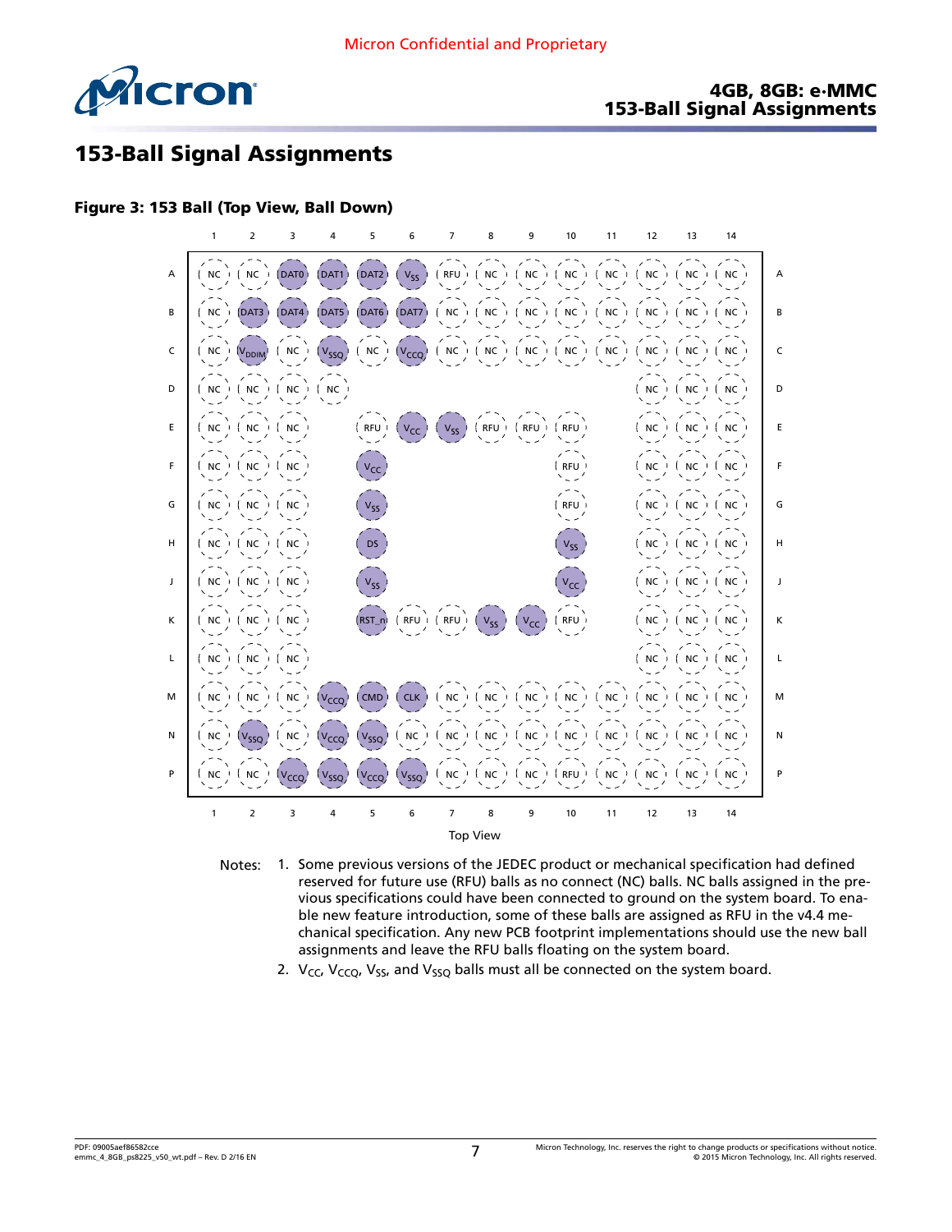# 153-Ball Signal Assignments

**Figure 3: 153 Ball (Top View, Ball Down)**

| | 1 | 2 | 3 | 4 | 5 | 6 | 7 | 8 | 9 | 10 | 11 | 12 | 13 | 14 | |
|---|---|---|---|---|---|---|---|---|---|---|---|---|---|---|---|
| A | NC | NC | DAT0 | DAT1 | DAT2 | $V_{SS}$ | RFU | NC | NC | NC | NC | NC | NC | NC | A |
| B | NC | DAT3 | DAT4 | DAT5 | DAT6 | DAT7 | NC | NC | NC | NC | NC | NC | NC | NC | B |
| C | NC | $V_{DDIM}$ | NC | $V_{SSQ}$ | NC | $V_{CCQ}$ | NC | NC | NC | NC | NC | NC | NC | NC | C |
| D | NC | NC | NC | NC | | | | | | | | NC | NC | NC | D |
| E | NC | NC | NC | | RFU | $V_{CC}$ | $V_{SS}$ | RFU | RFU | RFU | | NC | NC | NC | E |
| F | NC | NC | NC | | $V_{CC}$ | | | | | RFU | | NC | NC | NC | F |
| G | NC | NC | NC | | $V_{SS}$ | | | | | RFU | | NC | NC | NC | G |
| H | NC | NC | NC | | DS | | | | | $V_{SS}$ | | NC | NC | NC | H |
| J | NC | NC | NC | | $V_{SS}$ | | | | | $V_{CC}$ | | NC | NC | NC | J |
| K | NC | NC | NC | | RST_n | RFU | RFU | $V_{SS}$ | $V_{CC}$ | RFU | | NC | NC | NC | K |
| L | NC | NC | NC | | | | | | | | | NC | NC | NC | L |
| M | NC | NC | NC | $V_{CCQ}$ | CMD | CLK | NC | NC | NC | NC | NC | NC | NC | NC | M |
| N | NC | $V_{SSQ}$ | NC | $V_{CCQ}$ | $V_{SSQ}$ | NC | NC | NC | NC | NC | NC | NC | NC | NC | N |
| P | NC | NC | $V_{CCQ}$ | $V_{SSQ}$ | $V_{CCQ}$ | $V_{SSQ}$ | NC | NC | NC | RFU | NC | NC | NC | NC | P |
| | 1 | 2 | 3 | 4 | 5 | 6 | 7 | 8 | 9 | 10 | 11 | 12 | 13 | 14 | |

Top View

Notes:
1. Some previous versions of the JEDEC product or mechanical specification had defined reserved for future use (RFU) balls as no connect (NC) balls. NC balls assigned in the previous specifications could have been connected to ground on the system board. To enable new feature introduction, some of these balls are assigned as RFU in the v4.4 mechanical specification. Any new PCB footprint implementations should use the new ball assignments and leave the RFU balls floating on the system board.
2. $V_{CC}$, $V_{CCQ}$, $V_{SS}$, and $V_{SSQ}$ balls must all be connected on the system board.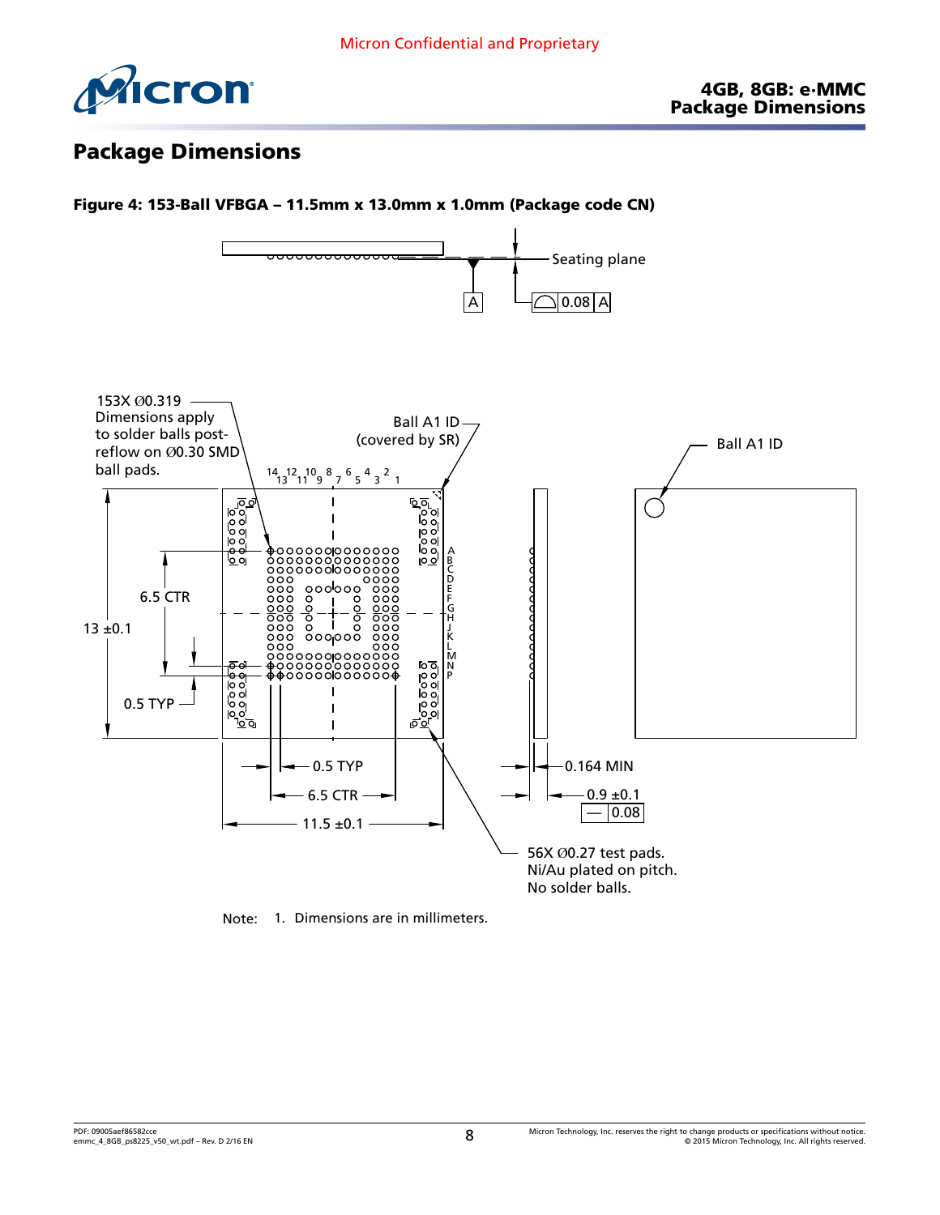## Package Dimensions

**Figure 4: 153-Ball VFBGA – 11.5mm x 13.0mm x 1.0mm (Package code CN)**

Seating plane

A

0.08 A

153X Ø0.319
Dimensions apply to solder balls post-reflow on Ø0.30 SMD ball pads.

Ball A1 ID (covered by SR)

Ball A1 ID

6.5 CTR

13 ±0.1

0.5 TYP

0.5 TYP

6.5 CTR

11.5 ±0.1

0.164 MIN

0.9 ±0.1

0.08

56X Ø0.27 test pads. Ni/Au plated on pitch. No solder balls.

Note: 1. Dimensions are in millimeters.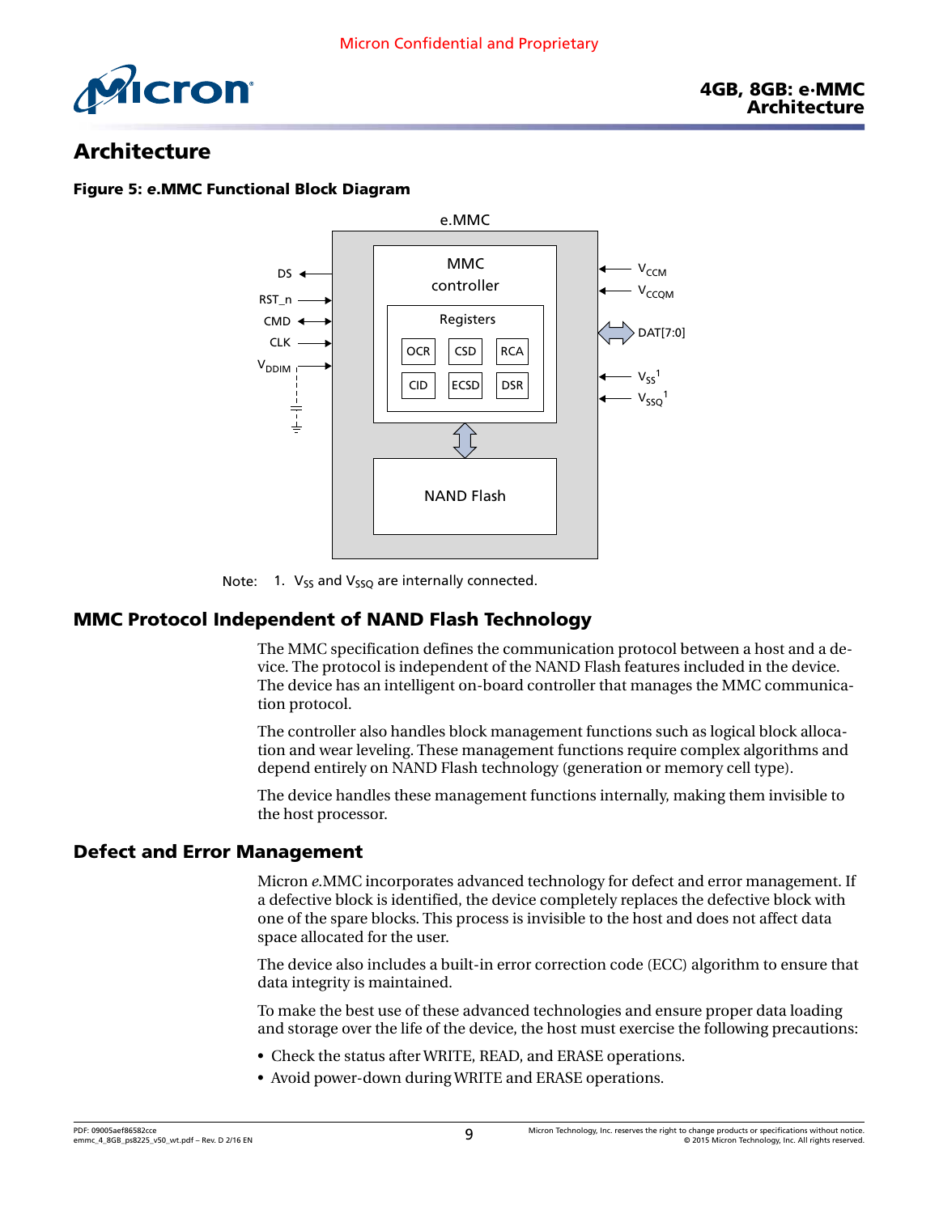# Architecture

**Figure 5: e.MMC Functional Block Diagram**

e.MMC

DS, RST_n, CMD, CLK, $V_{DDIM}$

MMC controller

Registers

OCR, CSD, RCA, CID, ECSD, DSR

NAND Flash

$V_{CCM}$, $V_{CCQM}$, DAT[7:0], $V_{SS}$[1], $V_{SSQ}$[1]

Note: 1. $V_{SS}$ and $V_{SSQ}$ are internally connected.

## MMC Protocol Independent of NAND Flash Technology

The MMC specification defines the communication protocol between a host and a device. The protocol is independent of the NAND Flash features included in the device. The device has an intelligent on-board controller that manages the MMC communication protocol.

The controller also handles block management functions such as logical block allocation and wear leveling. These management functions require complex algorithms and depend entirely on NAND Flash technology (generation or memory cell type).

The device handles these management functions internally, making them invisible to the host processor.

## Defect and Error Management

Micron *e*.MMC incorporates advanced technology for defect and error management. If a defective block is identified, the device completely replaces the defective block with one of the spare blocks. This process is invisible to the host and does not affect data space allocated for the user.

The device also includes a built-in error correction code (ECC) algorithm to ensure that data integrity is maintained.

To make the best use of these advanced technologies and ensure proper data loading and storage over the life of the device, the host must exercise the following precautions:

- Check the status after WRITE, READ, and ERASE operations.
- Avoid power-down during WRITE and ERASE operations.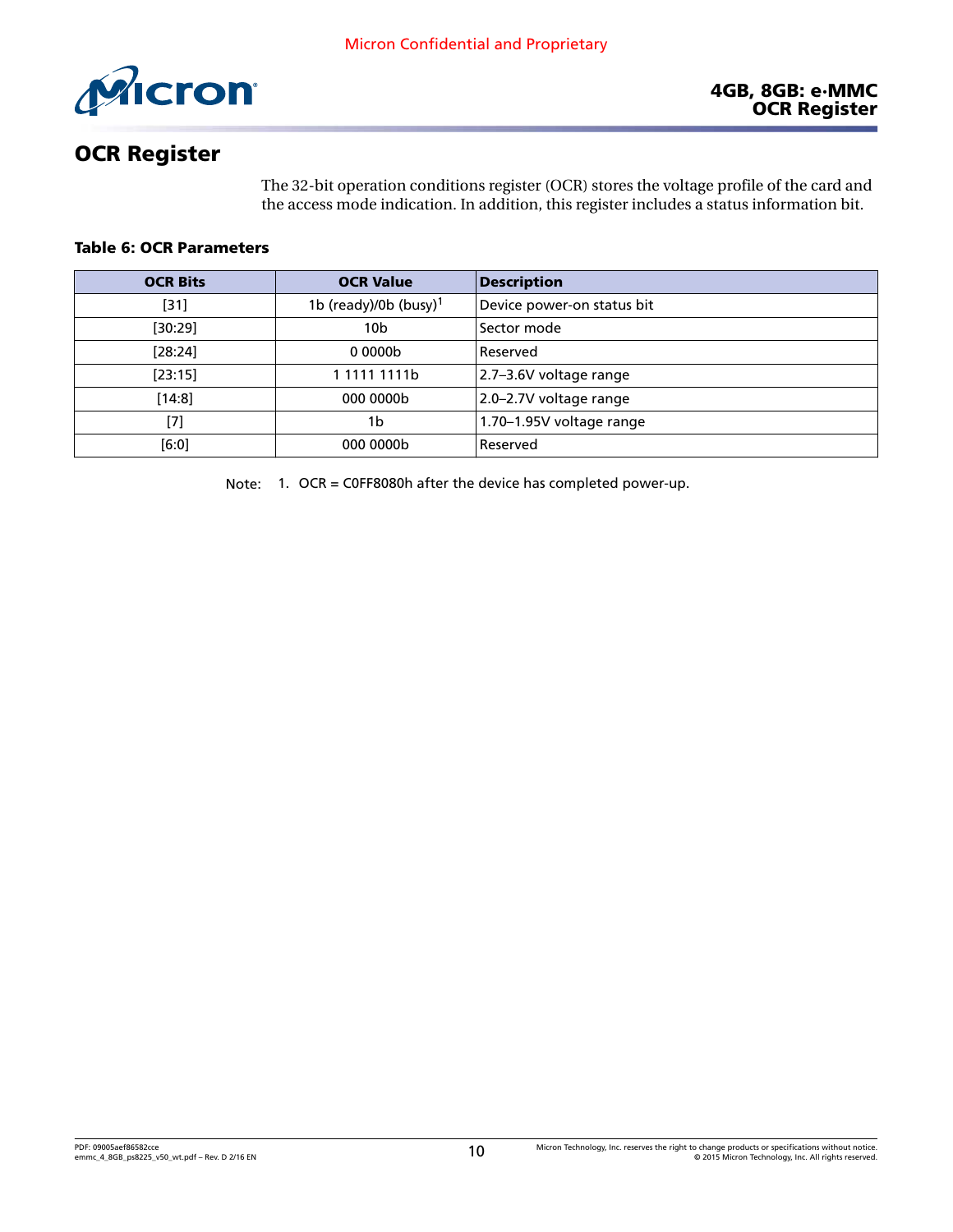# OCR Register

The 32-bit operation conditions register (OCR) stores the voltage profile of the card and the access mode indication. In addition, this register includes a status information bit.

**Table 6: OCR Parameters**

| OCR Bits | OCR Value | Description |
|---|---|---|
| [31] | 1b (ready)/0b (busy)[1] | Device power-on status bit |
| [30:29] | 10b | Sector mode |
| [28:24] | 0 0000b | Reserved |
| [23:15] | 1 1111 1111b | 2.7–3.6V voltage range |
| [14:8] | 000 0000b | 2.0–2.7V voltage range |
| [7] | 1b | 1.70–1.95V voltage range |
| [6:0] | 000 0000b | Reserved |

Note: 1. OCR = C0FF8080h after the device has completed power-up.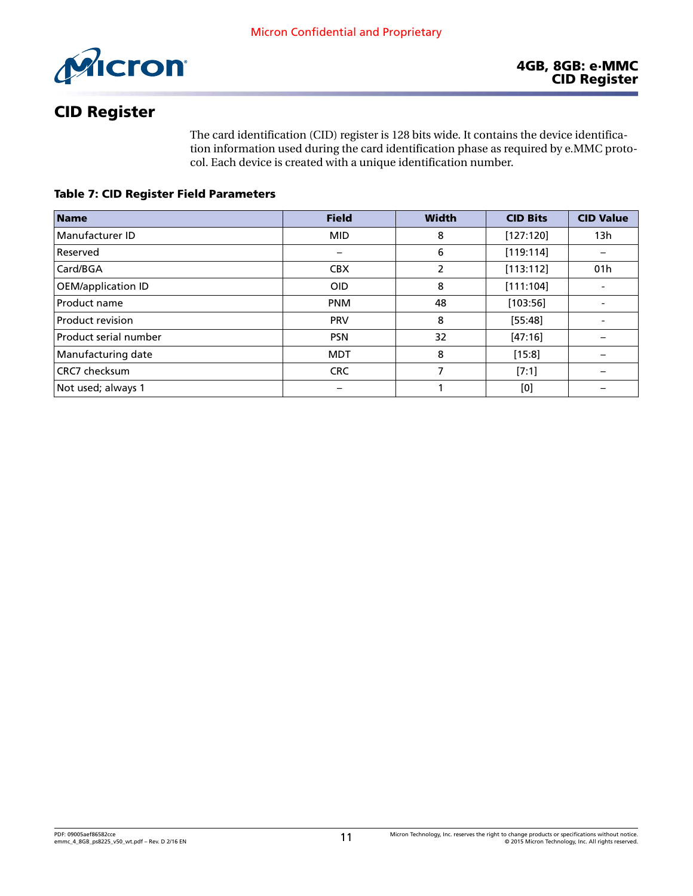# CID Register

The card identification (CID) register is 128 bits wide. It contains the device identification information used during the card identification phase as required by e.MMC protocol. Each device is created with a unique identification number.

**Table 7: CID Register Field Parameters**

| Name | Field | Width | CID Bits | CID Value |
|---|---|---|---|---|
| Manufacturer ID | MID | 8 | [127:120] | 13h |
| Reserved | – | 6 | [119:114] | – |
| Card/BGA | CBX | 2 | [113:112] | 01h |
| OEM/application ID | OID | 8 | [111:104] | - |
| Product name | PNM | 48 | [103:56] | - |
| Product revision | PRV | 8 | [55:48] | - |
| Product serial number | PSN | 32 | [47:16] | – |
| Manufacturing date | MDT | 8 | [15:8] | – |
| CRC7 checksum | CRC | 7 | [7:1] | – |
| Not used; always 1 | – | 1 | [0] | – |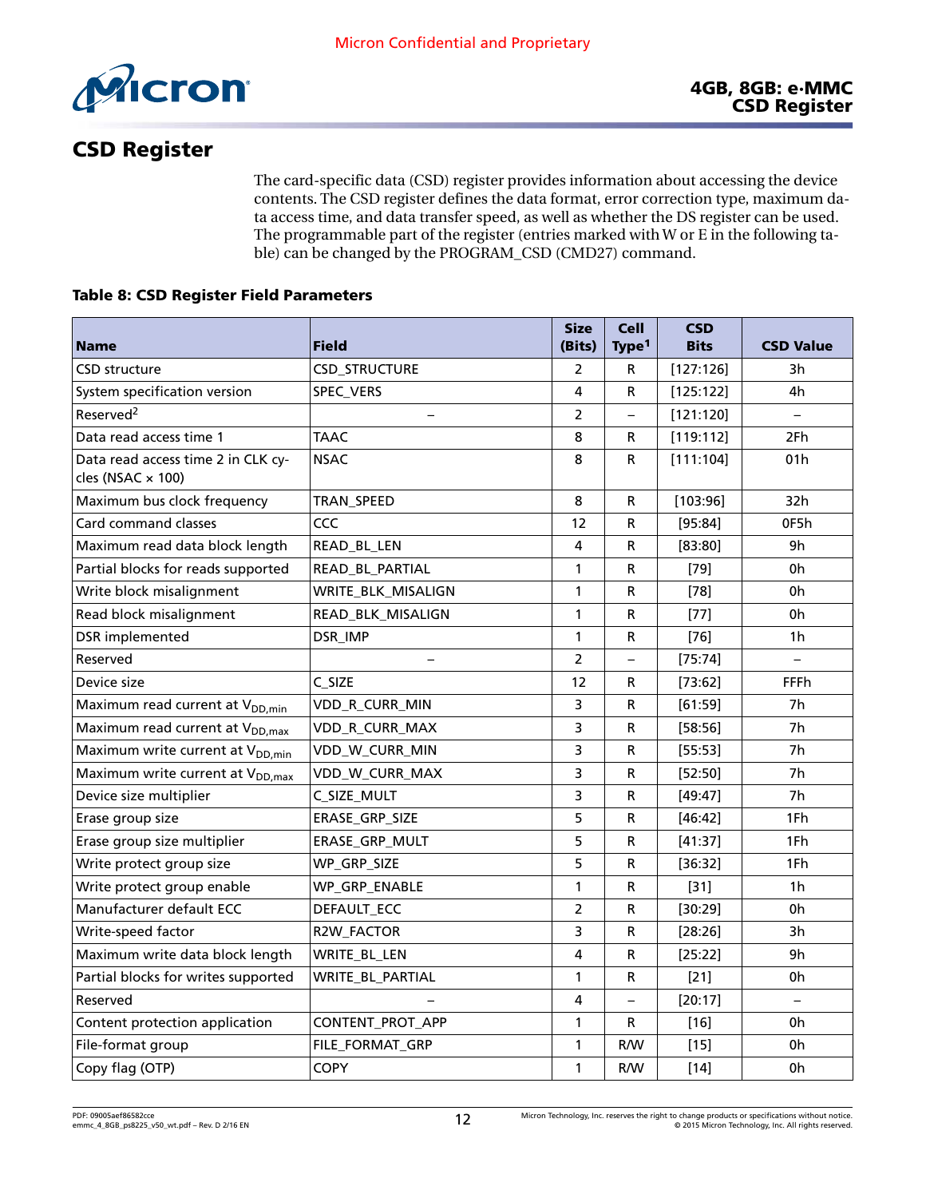Micron Confidential and Proprietary

# CSD Register

The card-specific data (CSD) register provides information about accessing the device contents. The CSD register defines the data format, error correction type, maximum data access time, and data transfer speed, as well as whether the DS register can be used. The programmable part of the register (entries marked with W or E in the following table) can be changed by the PROGRAM_CSD (CMD27) command.

**Table 8: CSD Register Field Parameters**

| Name | Field | Size (Bits) | Cell Type[1] | CSD Bits | CSD Value |
|---|---|---|---|---|---|
| CSD structure | CSD_STRUCTURE | 2 | R | [127:126] | 3h |
| System specification version | SPEC_VERS | 4 | R | [125:122] | 4h |
| Reserved[2] | – | 2 | – | [121:120] | – |
| Data read access time 1 | TAAC | 8 | R | [119:112] | 2Fh |
| Data read access time 2 in CLK cycles (NSAC × 100) | NSAC | 8 | R | [111:104] | 01h |
| Maximum bus clock frequency | TRAN_SPEED | 8 | R | [103:96] | 32h |
| Card command classes | CCC | 12 | R | [95:84] | 0F5h |
| Maximum read data block length | READ_BL_LEN | 4 | R | [83:80] | 9h |
| Partial blocks for reads supported | READ_BL_PARTIAL | 1 | R | [79] | 0h |
| Write block misalignment | WRITE_BLK_MISALIGN | 1 | R | [78] | 0h |
| Read block misalignment | READ_BLK_MISALIGN | 1 | R | [77] | 0h |
| DSR implemented | DSR_IMP | 1 | R | [76] | 1h |
| Reserved | – | 2 | – | [75:74] | – |
| Device size | C_SIZE | 12 | R | [73:62] | FFFh |
| Maximum read current at $V_{DD,min}$ | VDD_R_CURR_MIN | 3 | R | [61:59] | 7h |
| Maximum read current at $V_{DD,max}$ | VDD_R_CURR_MAX | 3 | R | [58:56] | 7h |
| Maximum write current at $V_{DD,min}$ | VDD_W_CURR_MIN | 3 | R | [55:53] | 7h |
| Maximum write current at $V_{DD,max}$ | VDD_W_CURR_MAX | 3 | R | [52:50] | 7h |
| Device size multiplier | C_SIZE_MULT | 3 | R | [49:47] | 7h |
| Erase group size | ERASE_GRP_SIZE | 5 | R | [46:42] | 1Fh |
| Erase group size multiplier | ERASE_GRP_MULT | 5 | R | [41:37] | 1Fh |
| Write protect group size | WP_GRP_SIZE | 5 | R | [36:32] | 1Fh |
| Write protect group enable | WP_GRP_ENABLE | 1 | R | [31] | 1h |
| Manufacturer default ECC | DEFAULT_ECC | 2 | R | [30:29] | 0h |
| Write-speed factor | R2W_FACTOR | 3 | R | [28:26] | 3h |
| Maximum write data block length | WRITE_BL_LEN | 4 | R | [25:22] | 9h |
| Partial blocks for writes supported | WRITE_BL_PARTIAL | 1 | R | [21] | 0h |
| Reserved | – | 4 | – | [20:17] | – |
| Content protection application | CONTENT_PROT_APP | 1 | R | [16] | 0h |
| File-format group | FILE_FORMAT_GRP | 1 | R/W | [15] | 0h |
| Copy flag (OTP) | COPY | 1 | R/W | [14] | 0h |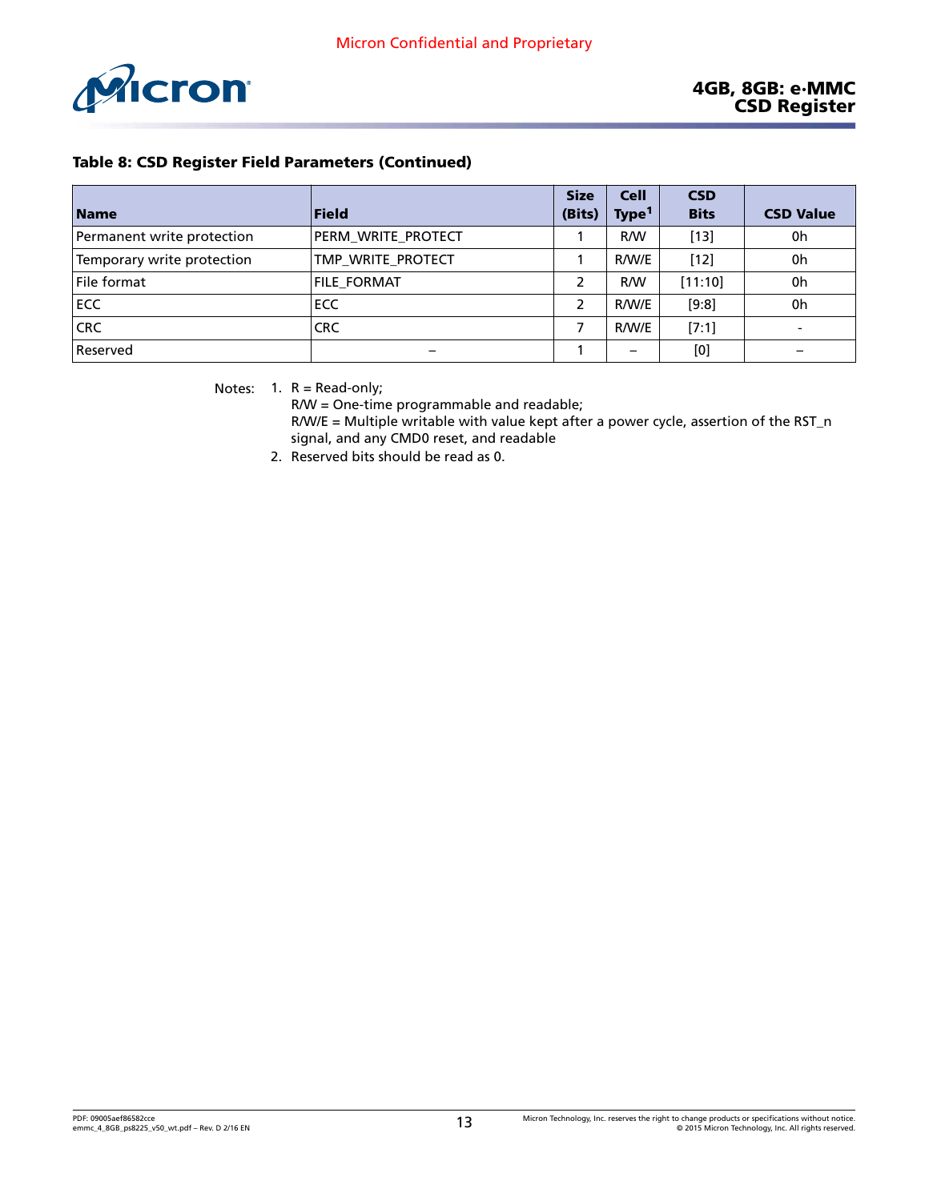**Table 8: CSD Register Field Parameters (Continued)**

| Name | Field | Size (Bits) | Cell Type[1] | CSD Bits | CSD Value |
|---|---|---|---|---|---|
| Permanent write protection | PERM_WRITE_PROTECT | 1 | R/W | [13] | 0h |
| Temporary write protection | TMP_WRITE_PROTECT | 1 | R/W/E | [12] | 0h |
| File format | FILE_FORMAT | 2 | R/W | [11:10] | 0h |
| ECC | ECC | 2 | R/W/E | [9:8] | 0h |
| CRC | CRC | 7 | R/W/E | [7:1] | - |
| Reserved | – | 1 | – | [0] | – |

Notes:
1. R = Read-only;
   R/W = One-time programmable and readable;
   R/W/E = Multiple writable with value kept after a power cycle, assertion of the RST_n signal, and any CMD0 reset, and readable
2. Reserved bits should be read as 0.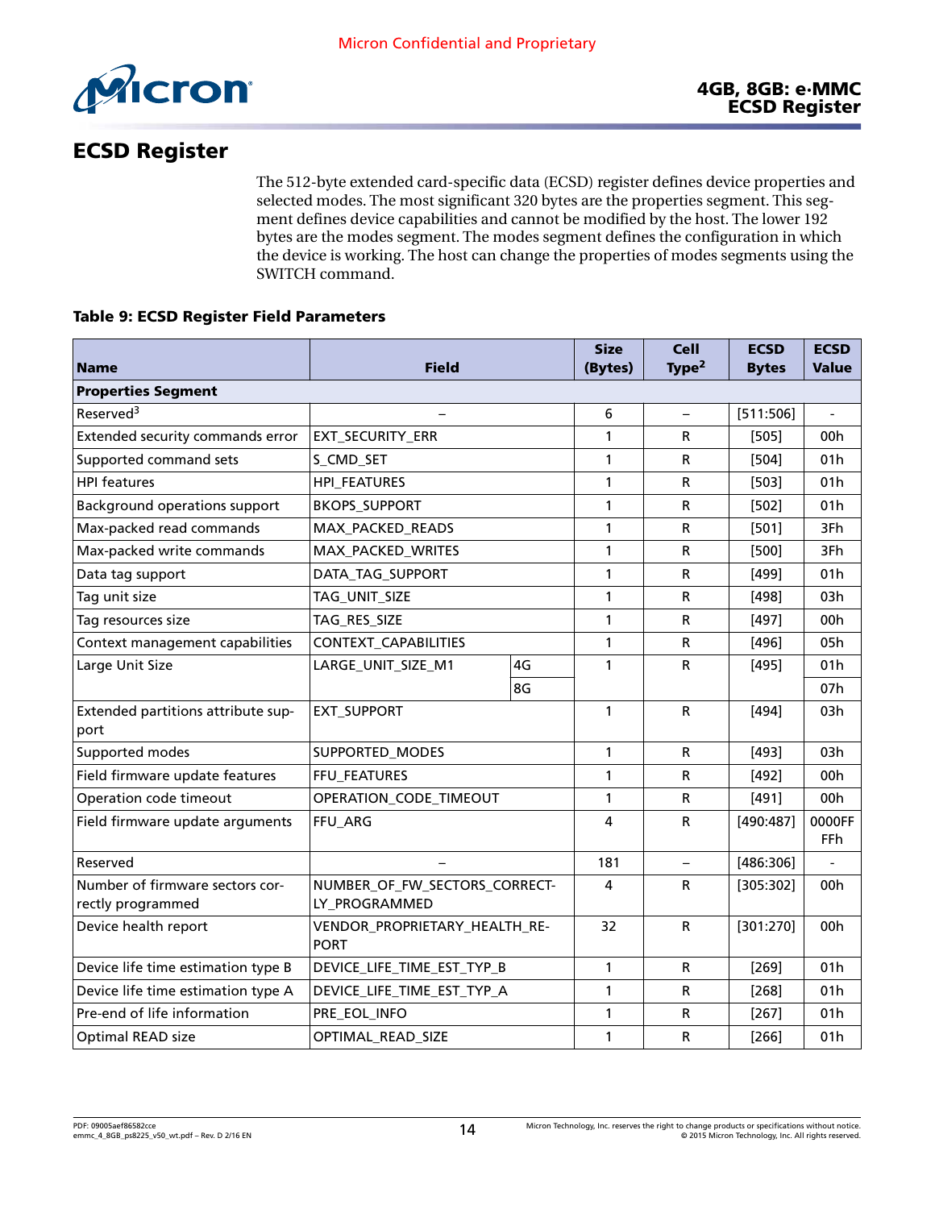## ECSD Register

The 512-byte extended card-specific data (ECSD) register defines device properties and selected modes. The most significant 320 bytes are the properties segment. This segment defines device capabilities and cannot be modified by the host. The lower 192 bytes are the modes segment. The modes segment defines the configuration in which the device is working. The host can change the properties of modes segments using the SWITCH command.

**Table 9: ECSD Register Field Parameters**

| Name | Field | | Size (Bytes) | Cell Type[2] | ECSD Bytes | ECSD Value |
|---|---|---|---|---|---|---|
| **Properties Segment** | | | | | | |
| Reserved[3] | – | | 6 | – | [511:506] | - |
| Extended security commands error | EXT_SECURITY_ERR | | 1 | R | [505] | 00h |
| Supported command sets | S_CMD_SET | | 1 | R | [504] | 01h |
| HPI features | HPI_FEATURES | | 1 | R | [503] | 01h |
| Background operations support | BKOPS_SUPPORT | | 1 | R | [502] | 01h |
| Max-packed read commands | MAX_PACKED_READS | | 1 | R | [501] | 3Fh |
| Max-packed write commands | MAX_PACKED_WRITES | | 1 | R | [500] | 3Fh |
| Data tag support | DATA_TAG_SUPPORT | | 1 | R | [499] | 01h |
| Tag unit size | TAG_UNIT_SIZE | | 1 | R | [498] | 03h |
| Tag resources size | TAG_RES_SIZE | | 1 | R | [497] | 00h |
| Context management capabilities | CONTEXT_CAPABILITIES | | 1 | R | [496] | 05h |
| Large Unit Size | LARGE_UNIT_SIZE_M1 | 4G | 1 | R | [495] | 01h |
| | | 8G | | | | 07h |
| Extended partitions attribute support | EXT_SUPPORT | | 1 | R | [494] | 03h |
| Supported modes | SUPPORTED_MODES | | 1 | R | [493] | 03h |
| Field firmware update features | FFU_FEATURES | | 1 | R | [492] | 00h |
| Operation code timeout | OPERATION_CODE_TIMEOUT | | 1 | R | [491] | 00h |
| Field firmware update arguments | FFU_ARG | | 4 | R | [490:487] | 0000FFFFh |
| Reserved | – | | 181 | – | [486:306] | - |
| Number of firmware sectors correctly programmed | NUMBER_OF_FW_SECTORS_CORRECTLY_PROGRAMMED | | 4 | R | [305:302] | 00h |
| Device health report | VENDOR_PROPRIETARY_HEALTH_REPORT | | 32 | R | [301:270] | 00h |
| Device life time estimation type B | DEVICE_LIFE_TIME_EST_TYP_B | | 1 | R | [269] | 01h |
| Device life time estimation type A | DEVICE_LIFE_TIME_EST_TYP_A | | 1 | R | [268] | 01h |
| Pre-end of life information | PRE_EOL_INFO | | 1 | R | [267] | 01h |
| Optimal READ size | OPTIMAL_READ_SIZE | | 1 | R | [266] | 01h |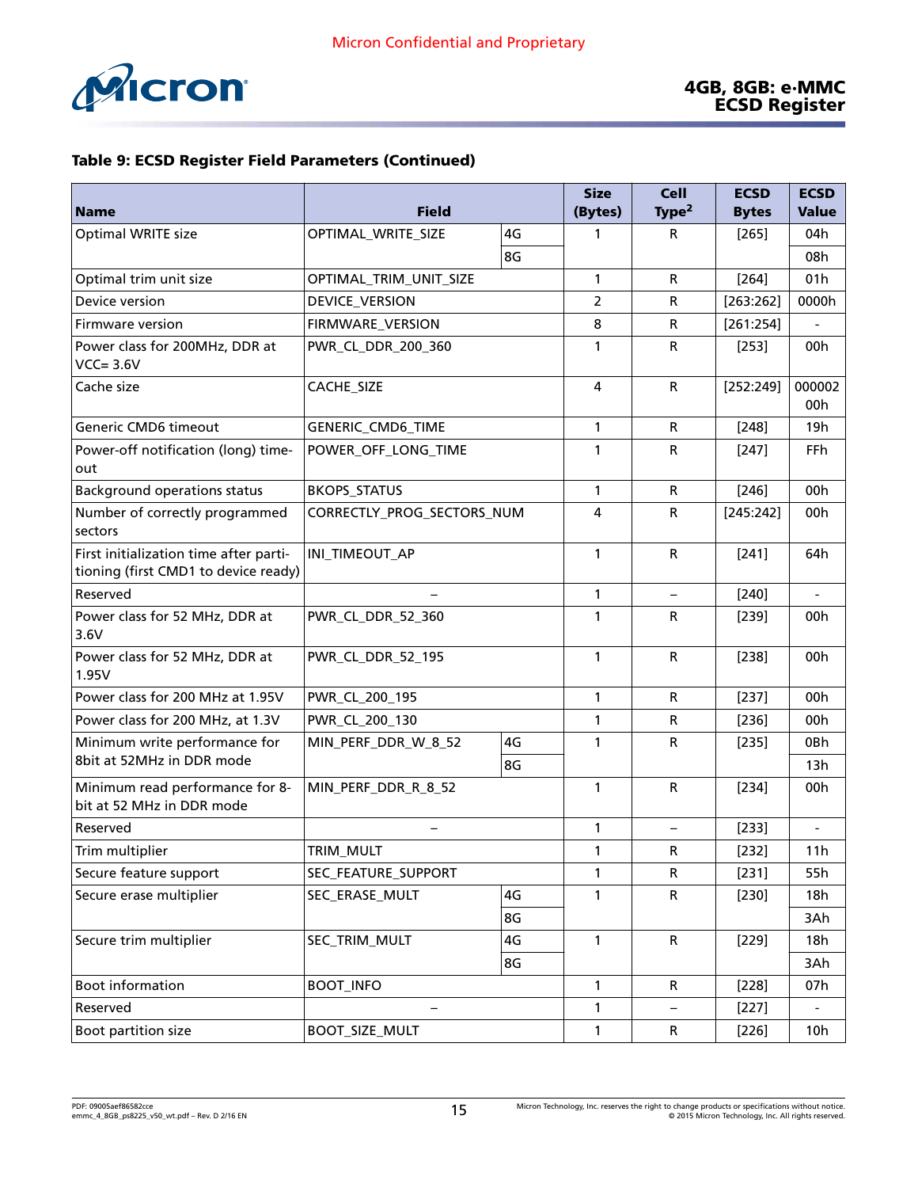**Table 9: ECSD Register Field Parameters (Continued)**

| Name | Field | | Size (Bytes) | Cell Type[2] | ECSD Bytes | ECSD Value |
|---|---|---|---|---|---|---|
| Optimal WRITE size | OPTIMAL_WRITE_SIZE | 4G | 1 | R | [265] | 04h |
| | | 8G | | | | 08h |
| Optimal trim unit size | OPTIMAL_TRIM_UNIT_SIZE | | 1 | R | [264] | 01h |
| Device version | DEVICE_VERSION | | 2 | R | [263:262] | 0000h |
| Firmware version | FIRMWARE_VERSION | | 8 | R | [261:254] | - |
| Power class for 200MHz, DDR at VCC= 3.6V | PWR_CL_DDR_200_360 | | 1 | R | [253] | 00h |
| Cache size | CACHE_SIZE | | 4 | R | [252:249] | 00000200h |
| Generic CMD6 timeout | GENERIC_CMD6_TIME | | 1 | R | [248] | 19h |
| Power-off notification (long) time-out | POWER_OFF_LONG_TIME | | 1 | R | [247] | FFh |
| Background operations status | BKOPS_STATUS | | 1 | R | [246] | 00h |
| Number of correctly programmed sectors | CORRECTLY_PROG_SECTORS_NUM | | 4 | R | [245:242] | 00h |
| First initialization time after partitioning (first CMD1 to device ready) | INI_TIMEOUT_AP | | 1 | R | [241] | 64h |
| Reserved | – | | 1 | – | [240] | - |
| Power class for 52 MHz, DDR at 3.6V | PWR_CL_DDR_52_360 | | 1 | R | [239] | 00h |
| Power class for 52 MHz, DDR at 1.95V | PWR_CL_DDR_52_195 | | 1 | R | [238] | 00h |
| Power class for 200 MHz at 1.95V | PWR_CL_200_195 | | 1 | R | [237] | 00h |
| Power class for 200 MHz, at 1.3V | PWR_CL_200_130 | | 1 | R | [236] | 00h |
| Minimum write performance for 8bit at 52MHz in DDR mode | MIN_PERF_DDR_W_8_52 | 4G | 1 | R | [235] | 0Bh |
| | | 8G | | | | 13h |
| Minimum read performance for 8-bit at 52 MHz in DDR mode | MIN_PERF_DDR_R_8_52 | | 1 | R | [234] | 00h |
| Reserved | – | | 1 | – | [233] | - |
| Trim multiplier | TRIM_MULT | | 1 | R | [232] | 11h |
| Secure feature support | SEC_FEATURE_SUPPORT | | 1 | R | [231] | 55h |
| Secure erase multiplier | SEC_ERASE_MULT | 4G | 1 | R | [230] | 18h |
| | | 8G | | | | 3Ah |
| Secure trim multiplier | SEC_TRIM_MULT | 4G | 1 | R | [229] | 18h |
| | | 8G | | | | 3Ah |
| Boot information | BOOT_INFO | | 1 | R | [228] | 07h |
| Reserved | – | | 1 | – | [227] | - |
| Boot partition size | BOOT_SIZE_MULT | | 1 | R | [226] | 10h |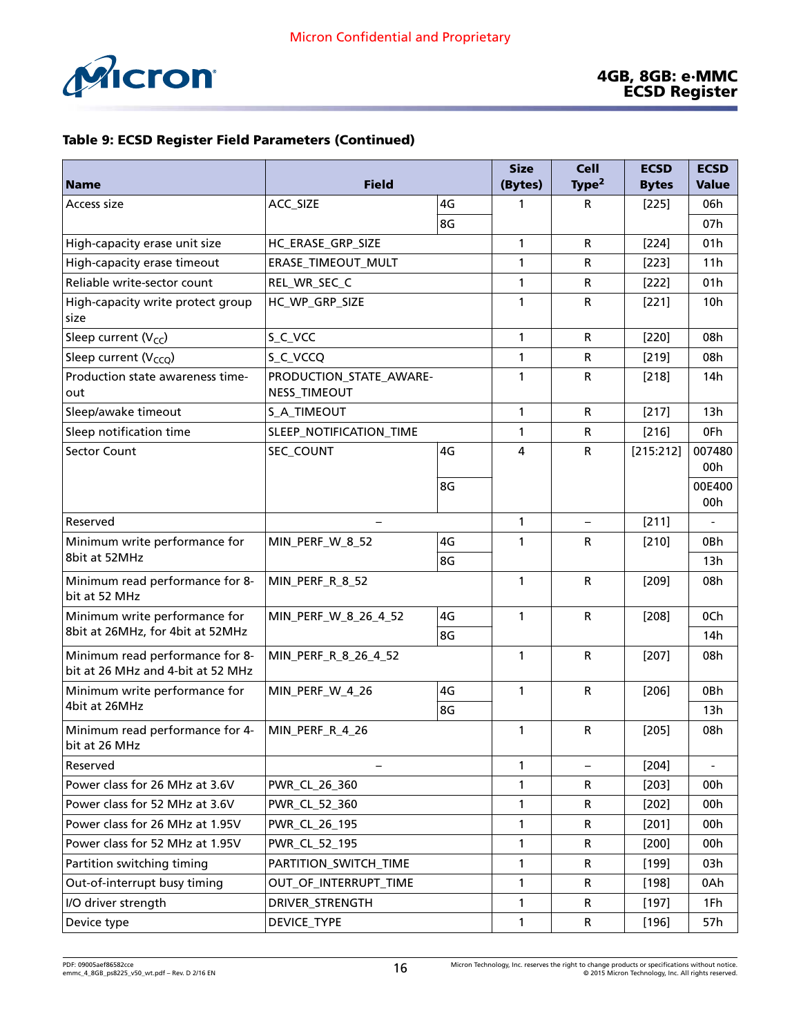**Table 9: ECSD Register Field Parameters (Continued)**

| Name | Field | | Size (Bytes) | Cell Type[2] | ECSD Bytes | ECSD Value |
|---|---|---|---|---|---|---|
| Access size | ACC_SIZE | 4G | 1 | R | [225] | 06h |
| | | 8G | | | | 07h |
| High-capacity erase unit size | HC_ERASE_GRP_SIZE | | 1 | R | [224] | 01h |
| High-capacity erase timeout | ERASE_TIMEOUT_MULT | | 1 | R | [223] | 11h |
| Reliable write-sector count | REL_WR_SEC_C | | 1 | R | [222] | 01h |
| High-capacity write protect group size | HC_WP_GRP_SIZE | | 1 | R | [221] | 10h |
| Sleep current ($V_{CC}$) | S_C_VCC | | 1 | R | [220] | 08h |
| Sleep current ($V_{CCQ}$) | S_C_VCCQ | | 1 | R | [219] | 08h |
| Production state awareness time-out | PRODUCTION_STATE_AWARE-NESS_TIMEOUT | | 1 | R | [218] | 14h |
| Sleep/awake timeout | S_A_TIMEOUT | | 1 | R | [217] | 13h |
| Sleep notification time | SLEEP_NOTIFICATION_TIME | | 1 | R | [216] | 0Fh |
| Sector Count | SEC_COUNT | 4G | 4 | R | [215:212] | 00748000h |
| | | 8G | | | | 00E40000h |
| Reserved | – | | 1 | – | [211] | - |
| Minimum write performance for 8bit at 52MHz | MIN_PERF_W_8_52 | 4G | 1 | R | [210] | 0Bh |
| | | 8G | | | | 13h |
| Minimum read performance for 8-bit at 52 MHz | MIN_PERF_R_8_52 | | 1 | R | [209] | 08h |
| Minimum write performance for 8bit at 26MHz, for 4bit at 52MHz | MIN_PERF_W_8_26_4_52 | 4G | 1 | R | [208] | 0Ch |
| | | 8G | | | | 14h |
| Minimum read performance for 8-bit at 26 MHz and 4-bit at 52 MHz | MIN_PERF_R_8_26_4_52 | | 1 | R | [207] | 08h |
| Minimum write performance for 4bit at 26MHz | MIN_PERF_W_4_26 | 4G | 1 | R | [206] | 0Bh |
| | | 8G | | | | 13h |
| Minimum read performance for 4-bit at 26 MHz | MIN_PERF_R_4_26 | | 1 | R | [205] | 08h |
| Reserved | – | | 1 | – | [204] | - |
| Power class for 26 MHz at 3.6V | PWR_CL_26_360 | | 1 | R | [203] | 00h |
| Power class for 52 MHz at 3.6V | PWR_CL_52_360 | | 1 | R | [202] | 00h |
| Power class for 26 MHz at 1.95V | PWR_CL_26_195 | | 1 | R | [201] | 00h |
| Power class for 52 MHz at 1.95V | PWR_CL_52_195 | | 1 | R | [200] | 00h |
| Partition switching timing | PARTITION_SWITCH_TIME | | 1 | R | [199] | 03h |
| Out-of-interrupt busy timing | OUT_OF_INTERRUPT_TIME | | 1 | R | [198] | 0Ah |
| I/O driver strength | DRIVER_STRENGTH | | 1 | R | [197] | 1Fh |
| Device type | DEVICE_TYPE | | 1 | R | [196] | 57h |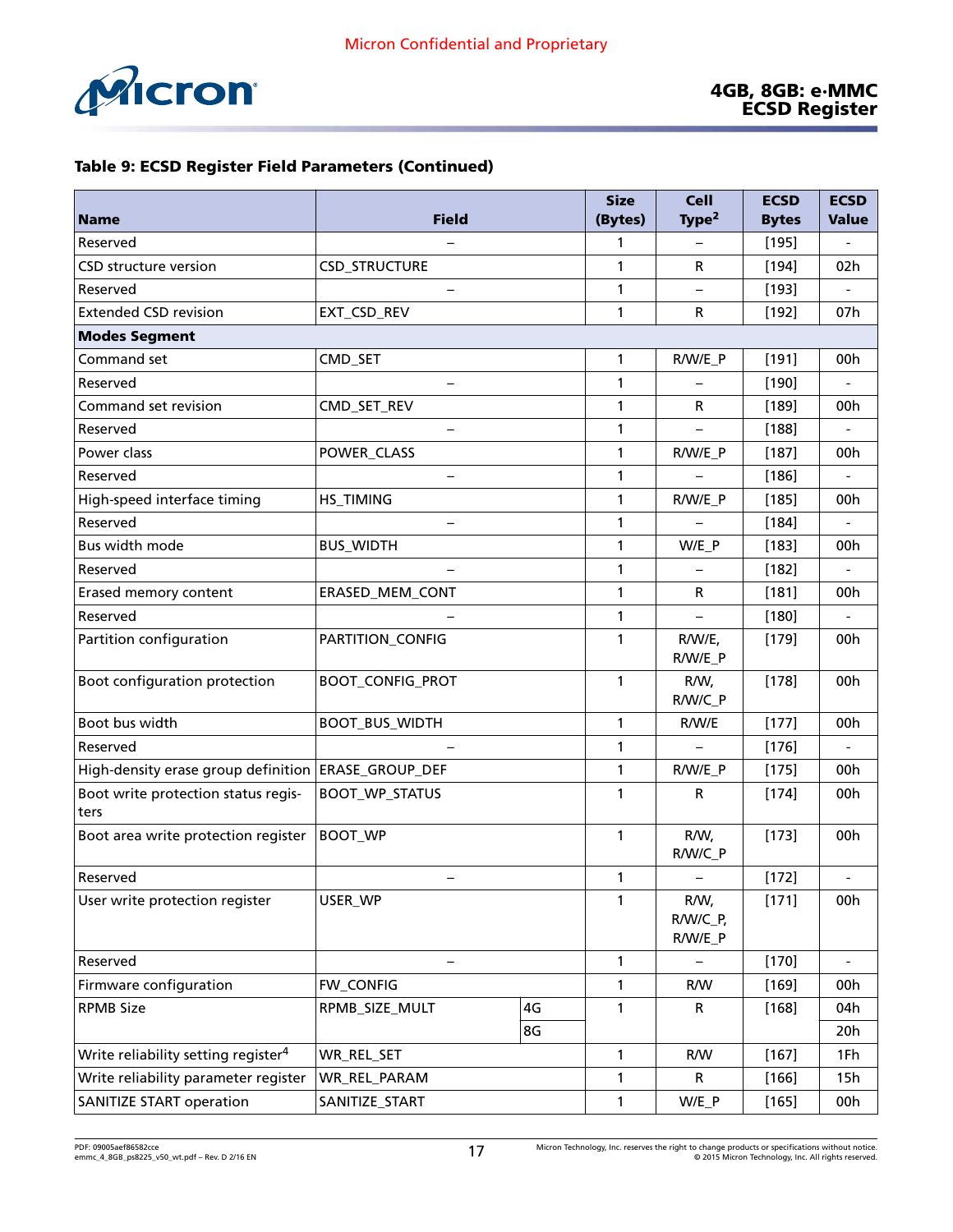### Table 9: ECSD Register Field Parameters (Continued)

| Name | Field | | Size (Bytes) | Cell Type[2] | ECSD Bytes | ECSD Value |
|---|---|---|---|---|---|---|
| Reserved | – | | 1 | – | [195] | - |
| CSD structure version | CSD_STRUCTURE | | 1 | R | [194] | 02h |
| Reserved | – | | 1 | – | [193] | - |
| Extended CSD revision | EXT_CSD_REV | | 1 | R | [192] | 07h |
| **Modes Segment** | | | | | | |
| Command set | CMD_SET | | 1 | R/W/E_P | [191] | 00h |
| Reserved | – | | 1 | – | [190] | - |
| Command set revision | CMD_SET_REV | | 1 | R | [189] | 00h |
| Reserved | – | | 1 | – | [188] | - |
| Power class | POWER_CLASS | | 1 | R/W/E_P | [187] | 00h |
| Reserved | – | | 1 | – | [186] | - |
| High-speed interface timing | HS_TIMING | | 1 | R/W/E_P | [185] | 00h |
| Reserved | – | | 1 | – | [184] | - |
| Bus width mode | BUS_WIDTH | | 1 | W/E_P | [183] | 00h |
| Reserved | – | | 1 | – | [182] | - |
| Erased memory content | ERASED_MEM_CONT | | 1 | R | [181] | 00h |
| Reserved | – | | 1 | – | [180] | - |
| Partition configuration | PARTITION_CONFIG | | 1 | R/W/E, R/W/E_P | [179] | 00h |
| Boot configuration protection | BOOT_CONFIG_PROT | | 1 | R/W, R/W/C_P | [178] | 00h |
| Boot bus width | BOOT_BUS_WIDTH | | 1 | R/W/E | [177] | 00h |
| Reserved | – | | 1 | – | [176] | - |
| High-density erase group definition | ERASE_GROUP_DEF | | 1 | R/W/E_P | [175] | 00h |
| Boot write protection status registers | BOOT_WP_STATUS | | 1 | R | [174] | 00h |
| Boot area write protection register | BOOT_WP | | 1 | R/W, R/W/C_P | [173] | 00h |
| Reserved | – | | 1 | – | [172] | - |
| User write protection register | USER_WP | | 1 | R/W, R/W/C_P, R/W/E_P | [171] | 00h |
| Reserved | – | | 1 | – | [170] | - |
| Firmware configuration | FW_CONFIG | | 1 | R/W | [169] | 00h |
| RPMB Size | RPMB_SIZE_MULT | 4G | 1 | R | [168] | 04h |
| | | 8G | | | | 20h |
| Write reliability setting register[4] | WR_REL_SET | | 1 | R/W | [167] | 1Fh |
| Write reliability parameter register | WR_REL_PARAM | | 1 | R | [166] | 15h |
| SANITIZE START operation | SANITIZE_START | | 1 | W/E_P | [165] | 00h |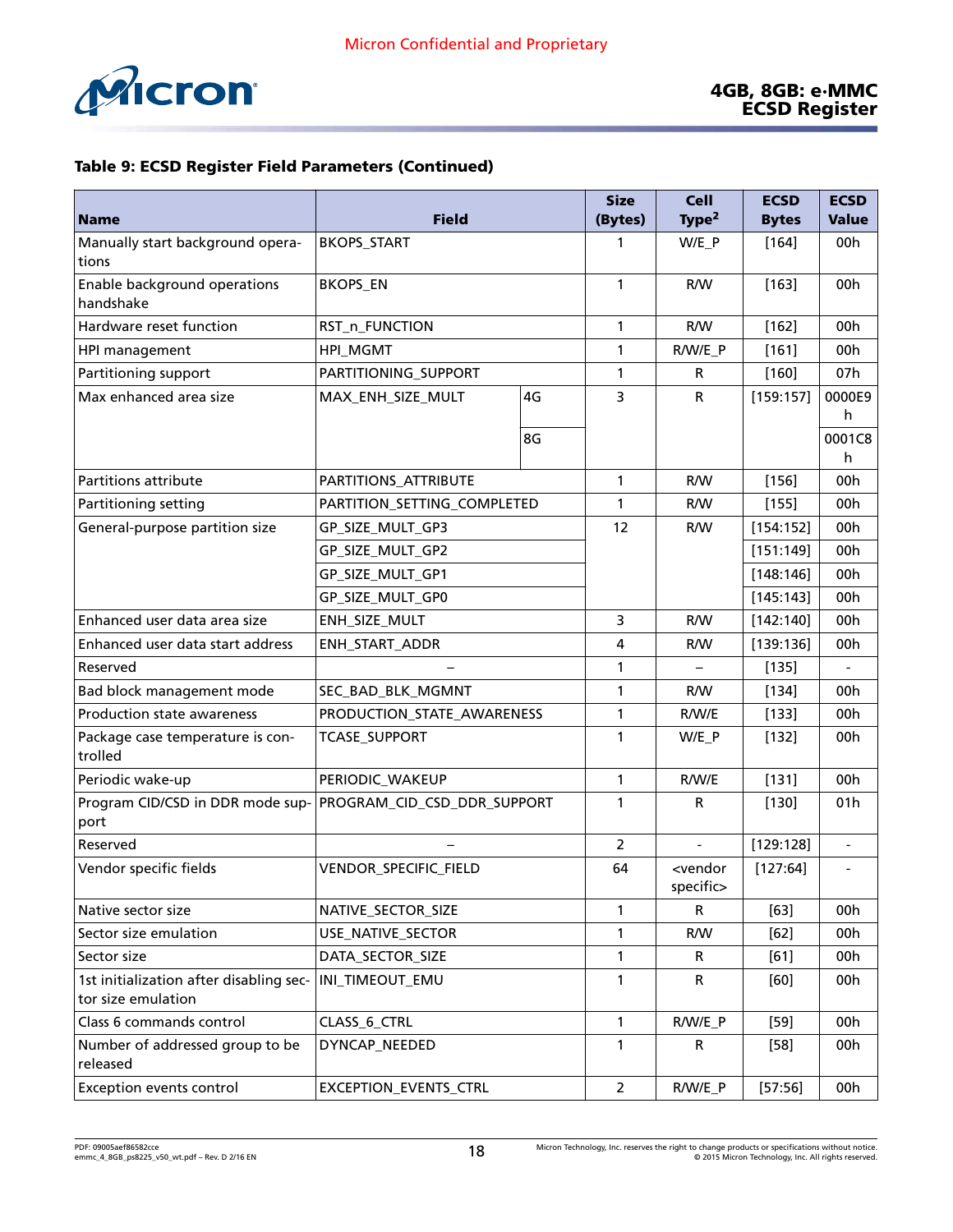**Table 9: ECSD Register Field Parameters (Continued)**

| Name | Field | | Size (Bytes) | Cell Type[2] | ECSD Bytes | ECSD Value |
|---|---|---|---|---|---|---|
| Manually start background operations | BKOPS_START | | 1 | W/E_P | [164] | 00h |
| Enable background operations handshake | BKOPS_EN | | 1 | R/W | [163] | 00h |
| Hardware reset function | RST_n_FUNCTION | | 1 | R/W | [162] | 00h |
| HPI management | HPI_MGMT | | 1 | R/W/E_P | [161] | 00h |
| Partitioning support | PARTITIONING_SUPPORT | | 1 | R | [160] | 07h |
| Max enhanced area size | MAX_ENH_SIZE_MULT | 4G | 3 | R | [159:157] | 0000E9h |
| | | 8G | | | | 0001C8h |
| Partitions attribute | PARTITIONS_ATTRIBUTE | | 1 | R/W | [156] | 00h |
| Partitioning setting | PARTITION_SETTING_COMPLETED | | 1 | R/W | [155] | 00h |
| General-purpose partition size | GP_SIZE_MULT_GP3 | | 12 | R/W | [154:152] | 00h |
| | GP_SIZE_MULT_GP2 | | | | [151:149] | 00h |
| | GP_SIZE_MULT_GP1 | | | | [148:146] | 00h |
| | GP_SIZE_MULT_GP0 | | | | [145:143] | 00h |
| Enhanced user data area size | ENH_SIZE_MULT | | 3 | R/W | [142:140] | 00h |
| Enhanced user data start address | ENH_START_ADDR | | 4 | R/W | [139:136] | 00h |
| Reserved | – | | 1 | – | [135] | - |
| Bad block management mode | SEC_BAD_BLK_MGMNT | | 1 | R/W | [134] | 00h |
| Production state awareness | PRODUCTION_STATE_AWARENESS | | 1 | R/W/E | [133] | 00h |
| Package case temperature is controlled | TCASE_SUPPORT | | 1 | W/E_P | [132] | 00h |
| Periodic wake-up | PERIODIC_WAKEUP | | 1 | R/W/E | [131] | 00h |
| Program CID/CSD in DDR mode support | PROGRAM_CID_CSD_DDR_SUPPORT | | 1 | R | [130] | 01h |
| Reserved | – | | 2 | - | [129:128] | - |
| Vendor specific fields | VENDOR_SPECIFIC_FIELD | | 64 | <vendor specific> | [127:64] | - |
| Native sector size | NATIVE_SECTOR_SIZE | | 1 | R | [63] | 00h |
| Sector size emulation | USE_NATIVE_SECTOR | | 1 | R/W | [62] | 00h |
| Sector size | DATA_SECTOR_SIZE | | 1 | R | [61] | 00h |
| 1st initialization after disabling sector size emulation | INI_TIMEOUT_EMU | | 1 | R | [60] | 00h |
| Class 6 commands control | CLASS_6_CTRL | | 1 | R/W/E_P | [59] | 00h |
| Number of addressed group to be released | DYNCAP_NEEDED | | 1 | R | [58] | 00h |
| Exception events control | EXCEPTION_EVENTS_CTRL | | 2 | R/W/E_P | [57:56] | 00h |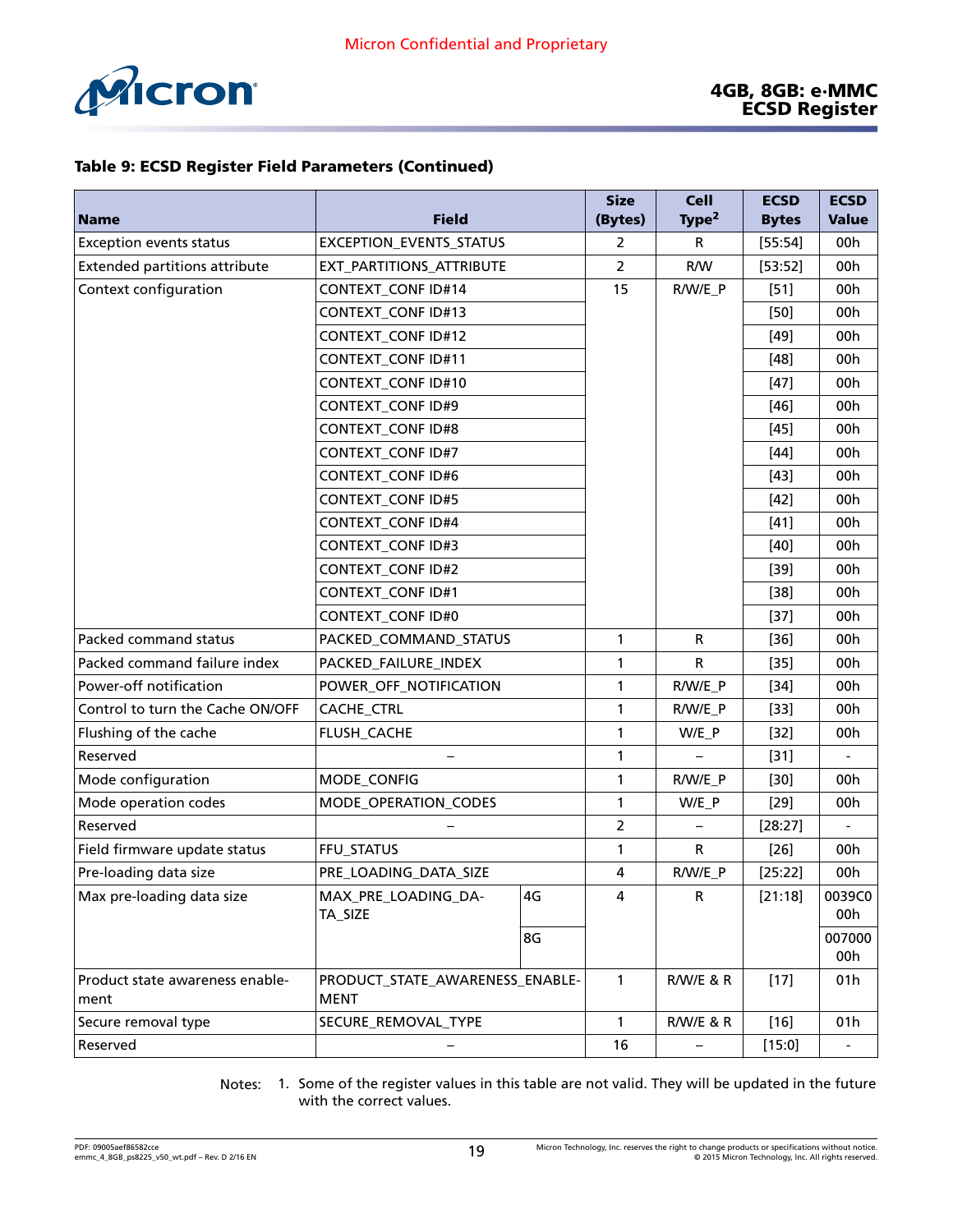**Table 9: ECSD Register Field Parameters (Continued)**

| Name | Field | | Size (Bytes) | Cell Type[2] | ECSD Bytes | ECSD Value |
|---|---|---|---|---|---|---|
| Exception events status | EXCEPTION_EVENTS_STATUS | | 2 | R | [55:54] | 00h |
| Extended partitions attribute | EXT_PARTITIONS_ATTRIBUTE | | 2 | R/W | [53:52] | 00h |
| Context configuration | CONTEXT_CONF ID#14 | | 15 | R/W/E_P | [51] | 00h |
| | CONTEXT_CONF ID#13 | | | | [50] | 00h |
| | CONTEXT_CONF ID#12 | | | | [49] | 00h |
| | CONTEXT_CONF ID#11 | | | | [48] | 00h |
| | CONTEXT_CONF ID#10 | | | | [47] | 00h |
| | CONTEXT_CONF ID#9 | | | | [46] | 00h |
| | CONTEXT_CONF ID#8 | | | | [45] | 00h |
| | CONTEXT_CONF ID#7 | | | | [44] | 00h |
| | CONTEXT_CONF ID#6 | | | | [43] | 00h |
| | CONTEXT_CONF ID#5 | | | | [42] | 00h |
| | CONTEXT_CONF ID#4 | | | | [41] | 00h |
| | CONTEXT_CONF ID#3 | | | | [40] | 00h |
| | CONTEXT_CONF ID#2 | | | | [39] | 00h |
| | CONTEXT_CONF ID#1 | | | | [38] | 00h |
| | CONTEXT_CONF ID#0 | | | | [37] | 00h |
| Packed command status | PACKED_COMMAND_STATUS | | 1 | R | [36] | 00h |
| Packed command failure index | PACKED_FAILURE_INDEX | | 1 | R | [35] | 00h |
| Power-off notification | POWER_OFF_NOTIFICATION | | 1 | R/W/E_P | [34] | 00h |
| Control to turn the Cache ON/OFF | CACHE_CTRL | | 1 | R/W/E_P | [33] | 00h |
| Flushing of the cache | FLUSH_CACHE | | 1 | W/E_P | [32] | 00h |
| Reserved | – | | 1 | – | [31] | - |
| Mode configuration | MODE_CONFIG | | 1 | R/W/E_P | [30] | 00h |
| Mode operation codes | MODE_OPERATION_CODES | | 1 | W/E_P | [29] | 00h |
| Reserved | – | | 2 | – | [28:27] | - |
| Field firmware update status | FFU_STATUS | | 1 | R | [26] | 00h |
| Pre-loading data size | PRE_LOADING_DATA_SIZE | | 4 | R/W/E_P | [25:22] | 00h |
| Max pre-loading data size | MAX_PRE_LOADING_DATA_SIZE | 4G | 4 | R | [21:18] | 0039C000h |
| | | 8G | | | | 00700000h |
| Product state awareness enablement | PRODUCT_STATE_AWARENESS_ENABLEMENT | | 1 | R/W/E & R | [17] | 01h |
| Secure removal type | SECURE_REMOVAL_TYPE | | 1 | R/W/E & R | [16] | 01h |
| Reserved | – | | 16 | – | [15:0] | - |

Notes: 1. Some of the register values in this table are not valid. They will be updated in the future with the correct values.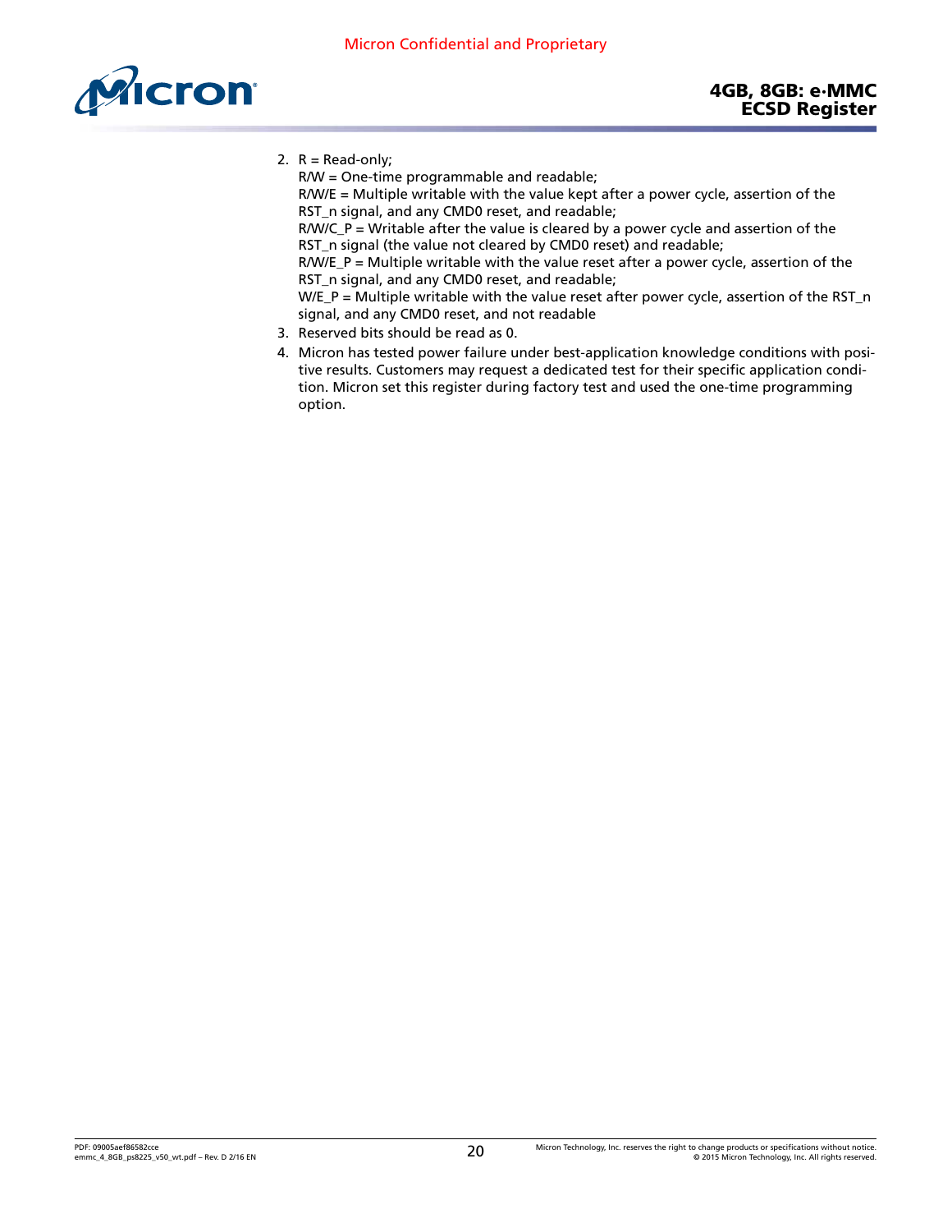2. R = Read-only;
   R/W = One-time programmable and readable;
   R/W/E = Multiple writable with the value kept after a power cycle, assertion of the RST_n signal, and any CMD0 reset, and readable;
   R/W/C_P = Writable after the value is cleared by a power cycle and assertion of the RST_n signal (the value not cleared by CMD0 reset) and readable;
   R/W/E_P = Multiple writable with the value reset after a power cycle, assertion of the RST_n signal, and any CMD0 reset, and readable;
   W/E_P = Multiple writable with the value reset after power cycle, assertion of the RST_n signal, and any CMD0 reset, and not readable
3. Reserved bits should be read as 0.
4. Micron has tested power failure under best-application knowledge conditions with positive results. Customers may request a dedicated test for their specific application condition. Micron set this register during factory test and used the one-time programming option.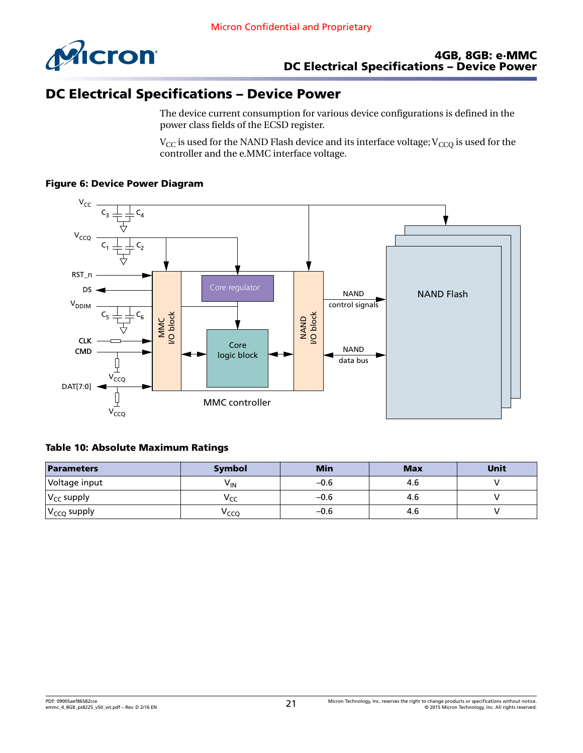# DC Electrical Specifications – Device Power

The device current consumption for various device configurations is defined in the power class fields of the ECSD register.

$V_{CC}$ is used for the NAND Flash device and its interface voltage; $V_{CCQ}$ is used for the controller and the e.MMC interface voltage.

**Figure 6: Device Power Diagram**

**Table 10: Absolute Maximum Ratings**

| Parameters | Symbol | Min | Max | Unit |
|---|---|---|---|---|
| Voltage input | $V_{IN}$ | –0.6 | 4.6 | V |
| $V_{CC}$ supply | $V_{CC}$ | –0.6 | 4.6 | V |
| $V_{CCQ}$ supply | $V_{CCQ}$ | –0.6 | 4.6 | V |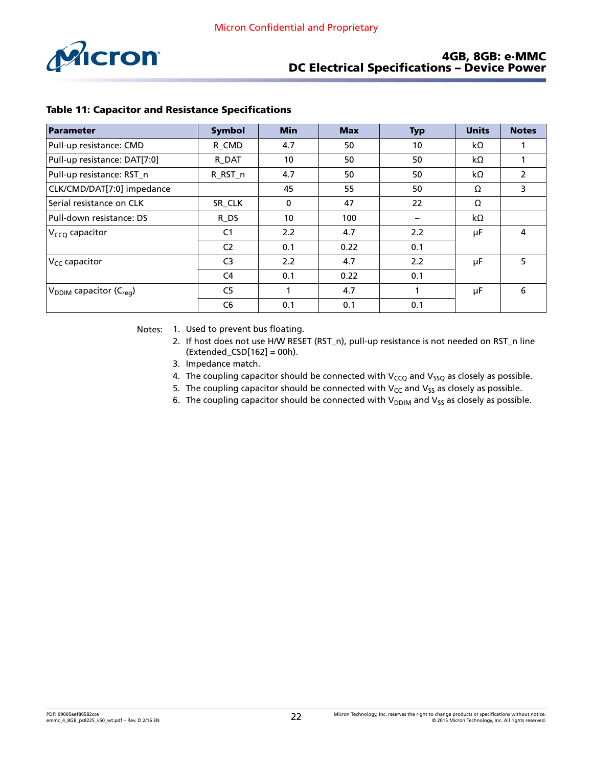**Table 11: Capacitor and Resistance Specifications**

| Parameter | Symbol | Min | Max | Typ | Units | Notes |
|---|---|---|---|---|---|---|
| Pull-up resistance: CMD | R_CMD | 4.7 | 50 | 10 | kΩ | 1 |
| Pull-up resistance: DAT[7:0] | R_DAT | 10 | 50 | 50 | kΩ | 1 |
| Pull-up resistance: RST_n | R_RST_n | 4.7 | 50 | 50 | kΩ | 2 |
| CLK/CMD/DAT[7:0] impedance | | 45 | 55 | 50 | Ω | 3 |
| Serial resistance on CLK | SR_CLK | 0 | 47 | 22 | Ω | |
| Pull-down resistance: DS | R_DS | 10 | 100 | – | kΩ | |
| $V_{CCQ}$ capacitor | C1 | 2.2 | 4.7 | 2.2 | µF | 4 |
| | C2 | 0.1 | 0.22 | 0.1 | | |
| $V_{CC}$ capacitor | C3 | 2.2 | 4.7 | 2.2 | µF | 5 |
| | C4 | 0.1 | 0.22 | 0.1 | | |
| $V_{DDIM}$ capacitor ($C_{reg}$) | C5 | 1 | 4.7 | 1 | µF | 6 |
| | C6 | 0.1 | 0.1 | 0.1 | | |

Notes:

1. Used to prevent bus floating.
2. If host does not use H/W RESET (RST_n), pull-up resistance is not needed on RST_n line (Extended_CSD[162] = 00h).
3. Impedance match.
4. The coupling capacitor should be connected with $V_{CCQ}$ and $V_{SSQ}$ as closely as possible.
5. The coupling capacitor should be connected with $V_{CC}$ and $V_{SS}$ as closely as possible.
6. The coupling capacitor should be connected with $V_{DDIM}$ and $V_{SS}$ as closely as possible.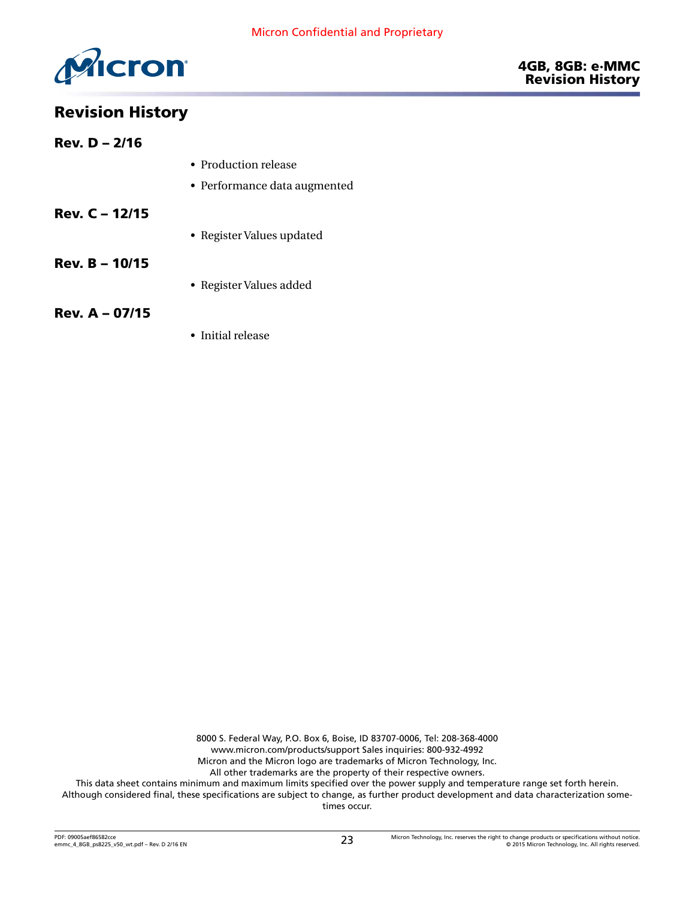# Revision History

## Rev. D – 2/16

- Production release
- Performance data augmented

## Rev. C – 12/15

- Register Values updated

## Rev. B – 10/15

- Register Values added

## Rev. A – 07/15

- Initial release

8000 S. Federal Way, P.O. Box 6, Boise, ID 83707-0006, Tel: 208-368-4000
www.micron.com/products/support Sales inquiries: 800-932-4992
Micron and the Micron logo are trademarks of Micron Technology, Inc.
All other trademarks are the property of their respective owners.
This data sheet contains minimum and maximum limits specified over the power supply and temperature range set forth herein.
Although considered final, these specifications are subject to change, as further product development and data characterization sometimes occur.